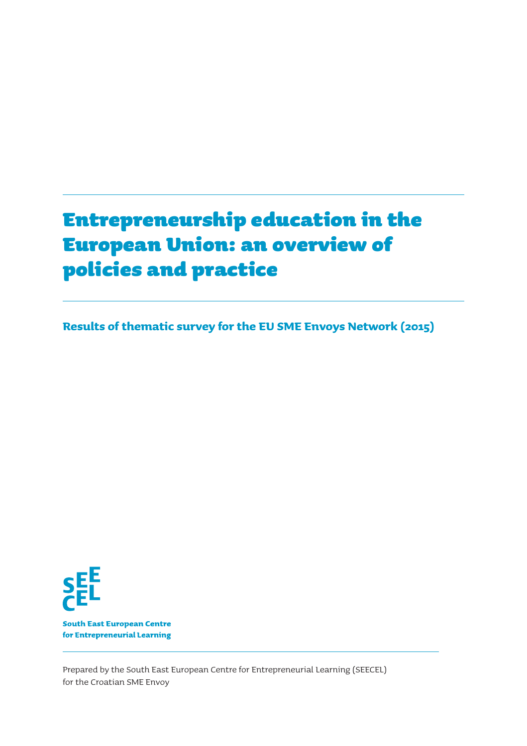# Entrepreneurship education in the European Union: an overview of policies and practice

**Results of thematic survey for the EU SME Envoys Network (2015)**

SEECEL

**South East European Centre for Entrepreneurial Learning**

Prepared by the South East European Centre for Entrepreneurial Learning (SEECEL) for the Croatian SME Envoy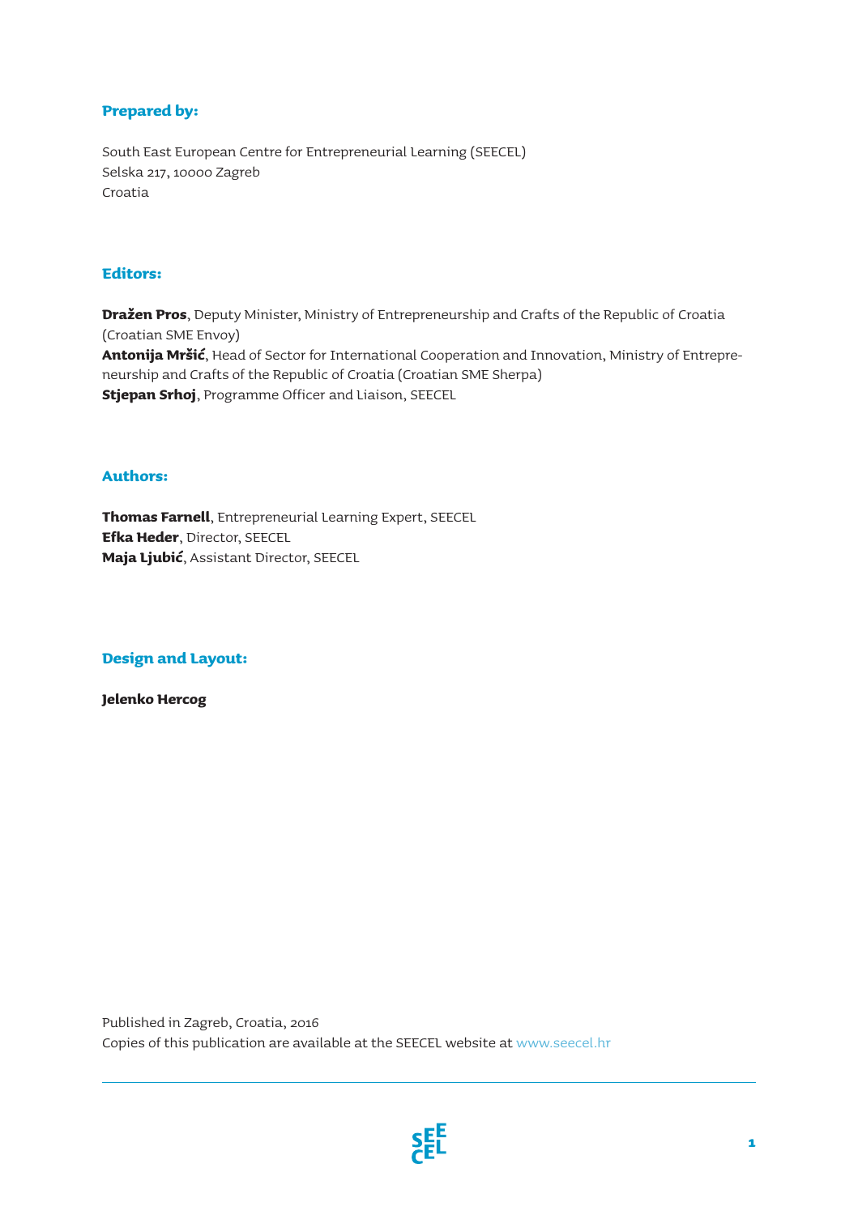**Prepared by:**

South East European Centre for Entrepreneurial Learning (SEECEL)
Selska 217, 10000 Zagreb
Croatia

**Editors:**

**Dražen Pros**, Deputy Minister, Ministry of Entrepreneurship and Crafts of the Republic of Croatia (Croatian SME Envoy)
**Antonija Mršić**, Head of Sector for International Cooperation and Innovation, Ministry of Entrepreneurship and Crafts of the Republic of Croatia (Croatian SME Sherpa)
**Stjepan Srhoj**, Programme Officer and Liaison, SEECEL

**Authors:**

**Thomas Farnell**, Entrepreneurial Learning Expert, SEECEL
**Efka Heder**, Director, SEECEL
**Maja Ljubić**, Assistant Director, SEECEL

**Design and Layout:**

**Jelenko Hercog**

Published in Zagreb, Croatia, 2016
Copies of this publication are available at the SEECEL website at www.seecel.hr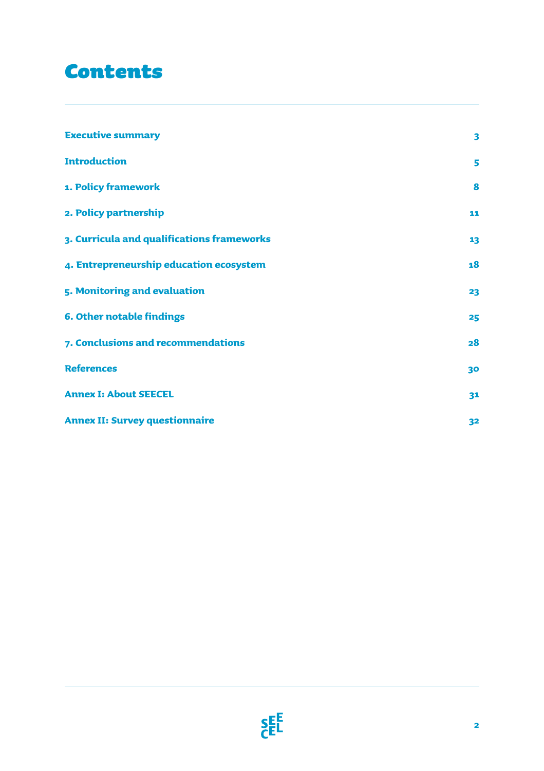# Contents

| | |
|---|---|
| **Executive summary** | **3** |
| **Introduction** | **5** |
| **1. Policy framework** | **8** |
| **2. Policy partnership** | **11** |
| **3. Curricula and qualifications frameworks** | **13** |
| **4. Entrepreneurship education ecosystem** | **18** |
| **5. Monitoring and evaluation** | **23** |
| **6. Other notable findings** | **25** |
| **7. Conclusions and recommendations** | **28** |
| **References** | **30** |
| **Annex I: About SEECEL** | **31** |
| **Annex II: Survey questionnaire** | **32** |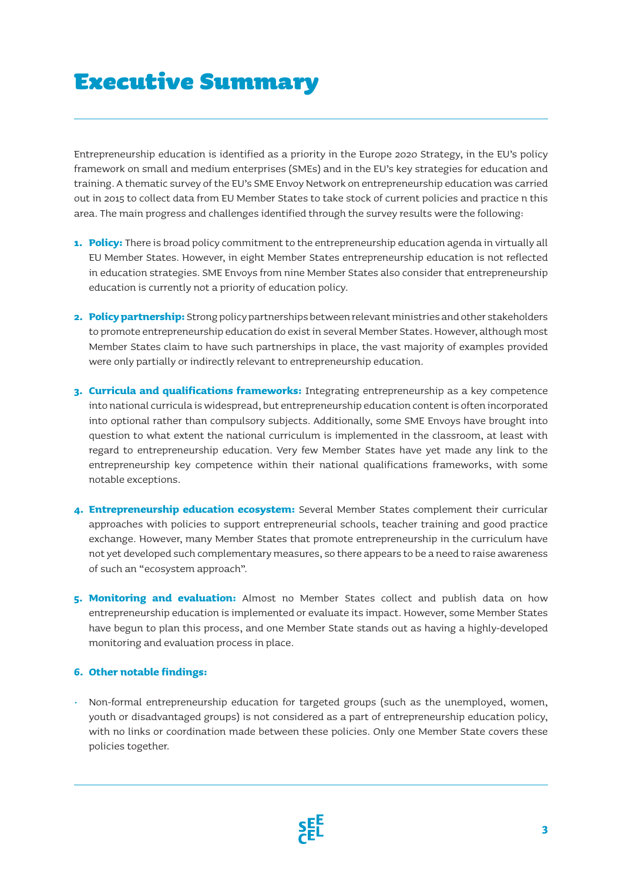# Executive Summary

Entrepreneurship education is identified as a priority in the Europe 2020 Strategy, in the EU's policy framework on small and medium enterprises (SMEs) and in the EU's key strategies for education and training. A thematic survey of the EU's SME Envoy Network on entrepreneurship education was carried out in 2015 to collect data from EU Member States to take stock of current policies and practice n this area. The main progress and challenges identified through the survey results were the following:

1. **Policy:** There is broad policy commitment to the entrepreneurship education agenda in virtually all EU Member States. However, in eight Member States entrepreneurship education is not reflected in education strategies. SME Envoys from nine Member States also consider that entrepreneurship education is currently not a priority of education policy.

2. **Policy partnership:** Strong policy partnerships between relevant ministries and other stakeholders to promote entrepreneurship education do exist in several Member States. However, although most Member States claim to have such partnerships in place, the vast majority of examples provided were only partially or indirectly relevant to entrepreneurship education.

3. **Curricula and qualifications frameworks:** Integrating entrepreneurship as a key competence into national curricula is widespread, but entrepreneurship education content is often incorporated into optional rather than compulsory subjects. Additionally, some SME Envoys have brought into question to what extent the national curriculum is implemented in the classroom, at least with regard to entrepreneurship education. Very few Member States have yet made any link to the entrepreneurship key competence within their national qualifications frameworks, with some notable exceptions.

4. **Entrepreneurship education ecosystem:** Several Member States complement their curricular approaches with policies to support entrepreneurial schools, teacher training and good practice exchange. However, many Member States that promote entrepreneurship in the curriculum have not yet developed such complementary measures, so there appears to be a need to raise awareness of such an "ecosystem approach".

5. **Monitoring and evaluation:** Almost no Member States collect and publish data on how entrepreneurship education is implemented or evaluate its impact. However, some Member States have begun to plan this process, and one Member State stands out as having a highly-developed monitoring and evaluation process in place.

6. **Other notable findings:**

- Non-formal entrepreneurship education for targeted groups (such as the unemployed, women, youth or disadvantaged groups) is not considered as a part of entrepreneurship education policy, with no links or coordination made between these policies. Only one Member State covers these policies together.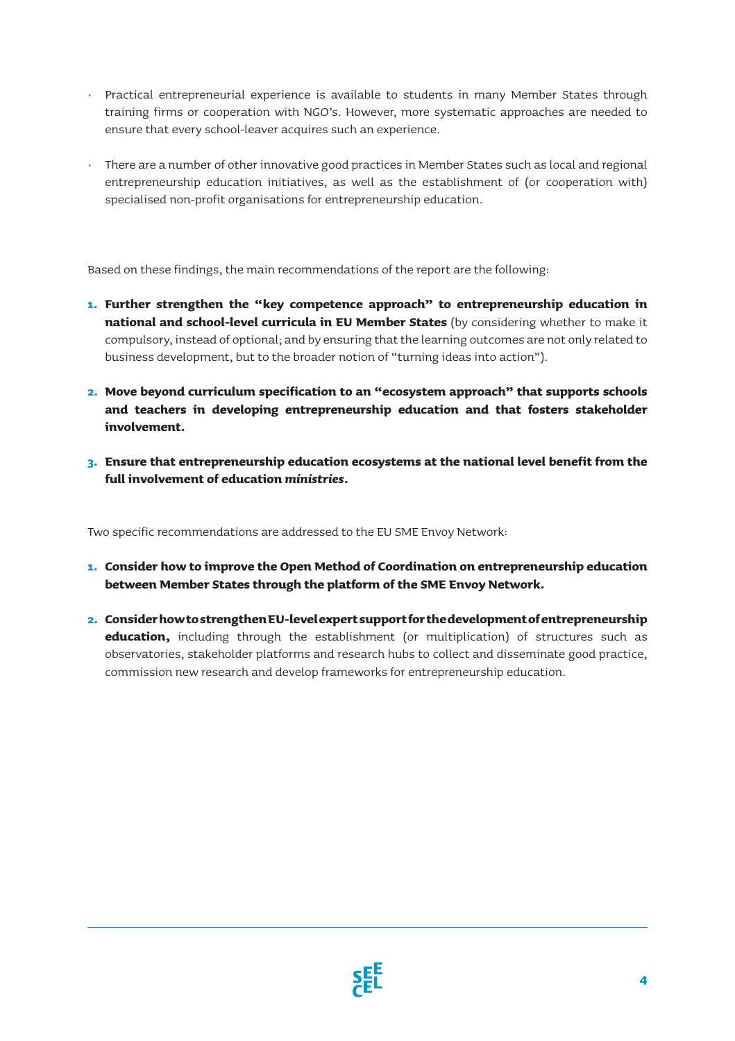- Practical entrepreneurial experience is available to students in many Member States through training firms or cooperation with NGO's. However, more systematic approaches are needed to ensure that every school-leaver acquires such an experience.
- There are a number of other innovative good practices in Member States such as local and regional entrepreneurship education initiatives, as well as the establishment of (or cooperation with) specialised non-profit organisations for entrepreneurship education.

Based on these findings, the main recommendations of the report are the following:

1. **Further strengthen the "key competence approach" to entrepreneurship education in national and school-level curricula in EU Member States** (by considering whether to make it compulsory, instead of optional; and by ensuring that the learning outcomes are not only related to business development, but to the broader notion of "turning ideas into action").
2. **Move beyond curriculum specification to an "ecosystem approach" that supports schools and teachers in developing entrepreneurship education and that fosters stakeholder involvement.**
3. **Ensure that entrepreneurship education ecosystems at the national level benefit from the full involvement of education *ministries*.**

Two specific recommendations are addressed to the EU SME Envoy Network:

1. **Consider how to improve the Open Method of Coordination on entrepreneurship education between Member States through the platform of the SME Envoy Network.**
2. **Consider how to strengthen EU-level expert support for the development of entrepreneurship education,** including through the establishment (or multiplication) of structures such as observatories, stakeholder platforms and research hubs to collect and disseminate good practice, commission new research and develop frameworks for entrepreneurship education.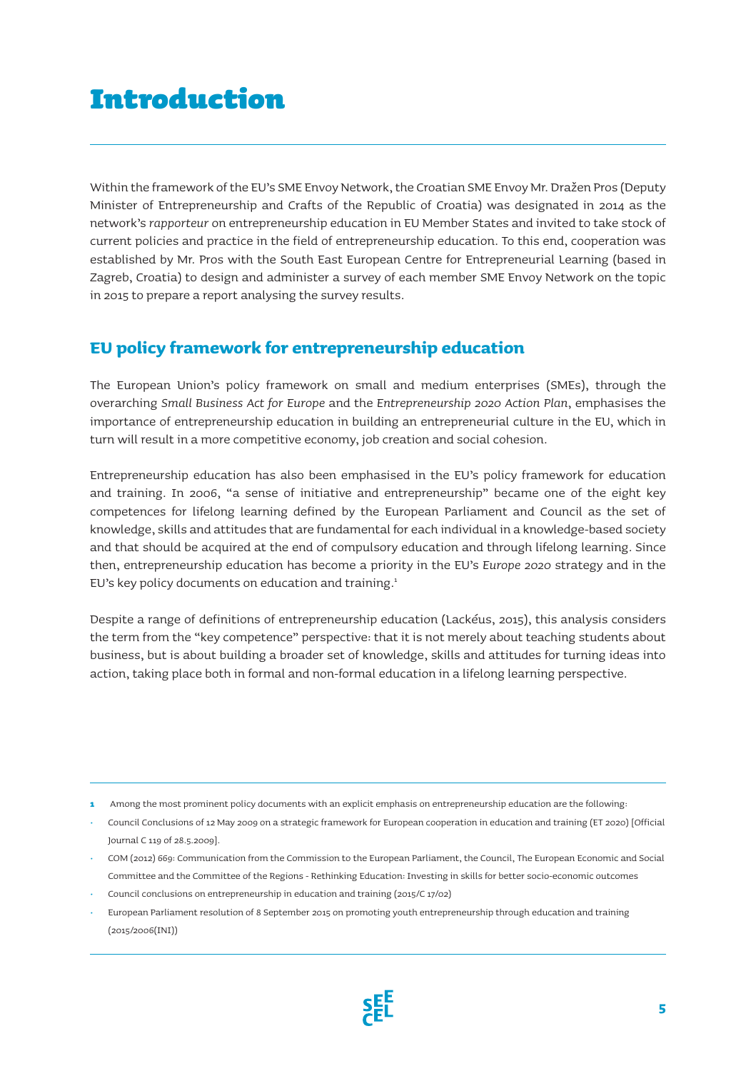# Introduction

Within the framework of the EU's SME Envoy Network, the Croatian SME Envoy Mr. Dražen Pros (Deputy Minister of Entrepreneurship and Crafts of the Republic of Croatia) was designated in 2014 as the network's *rapporteur* on entrepreneurship education in EU Member States and invited to take stock of current policies and practice in the field of entrepreneurship education. To this end, cooperation was established by Mr. Pros with the South East European Centre for Entrepreneurial Learning (based in Zagreb, Croatia) to design and administer a survey of each member SME Envoy Network on the topic in 2015 to prepare a report analysing the survey results.

## EU policy framework for entrepreneurship education

The European Union's policy framework on small and medium enterprises (SMEs), through the overarching *Small Business Act for Europe* and the *Entrepreneurship 2020 Action Plan*, emphasises the importance of entrepreneurship education in building an entrepreneurial culture in the EU, which in turn will result in a more competitive economy, job creation and social cohesion.

Entrepreneurship education has also been emphasised in the EU's policy framework for education and training. In 2006, "a sense of initiative and entrepreneurship" became one of the eight key competences for lifelong learning defined by the European Parliament and Council as the set of knowledge, skills and attitudes that are fundamental for each individual in a knowledge-based society and that should be acquired at the end of compulsory education and through lifelong learning. Since then, entrepreneurship education has become a priority in the EU's *Europe 2020* strategy and in the EU's key policy documents on education and training.[1]

Despite a range of definitions of entrepreneurship education (Lackéus, 2015), this analysis considers the term from the "key competence" perspective: that it is not merely about teaching students about business, but is about building a broader set of knowledge, skills and attitudes for turning ideas into action, taking place both in formal and non-formal education in a lifelong learning perspective.

---

**1** Among the most prominent policy documents with an explicit emphasis on entrepreneurship education are the following:

- Council Conclusions of 12 May 2009 on a strategic framework for European cooperation in education and training (ET 2020) [Official Journal C 119 of 28.5.2009].
- COM (2012) 669: Communication from the Commission to the European Parliament, the Council, The European Economic and Social Committee and the Committee of the Regions - Rethinking Education: Investing in skills for better socio-economic outcomes
- Council conclusions on entrepreneurship in education and training (2015/C 17/02)
- European Parliament resolution of 8 September 2015 on promoting youth entrepreneurship through education and training (2015/2006(INI))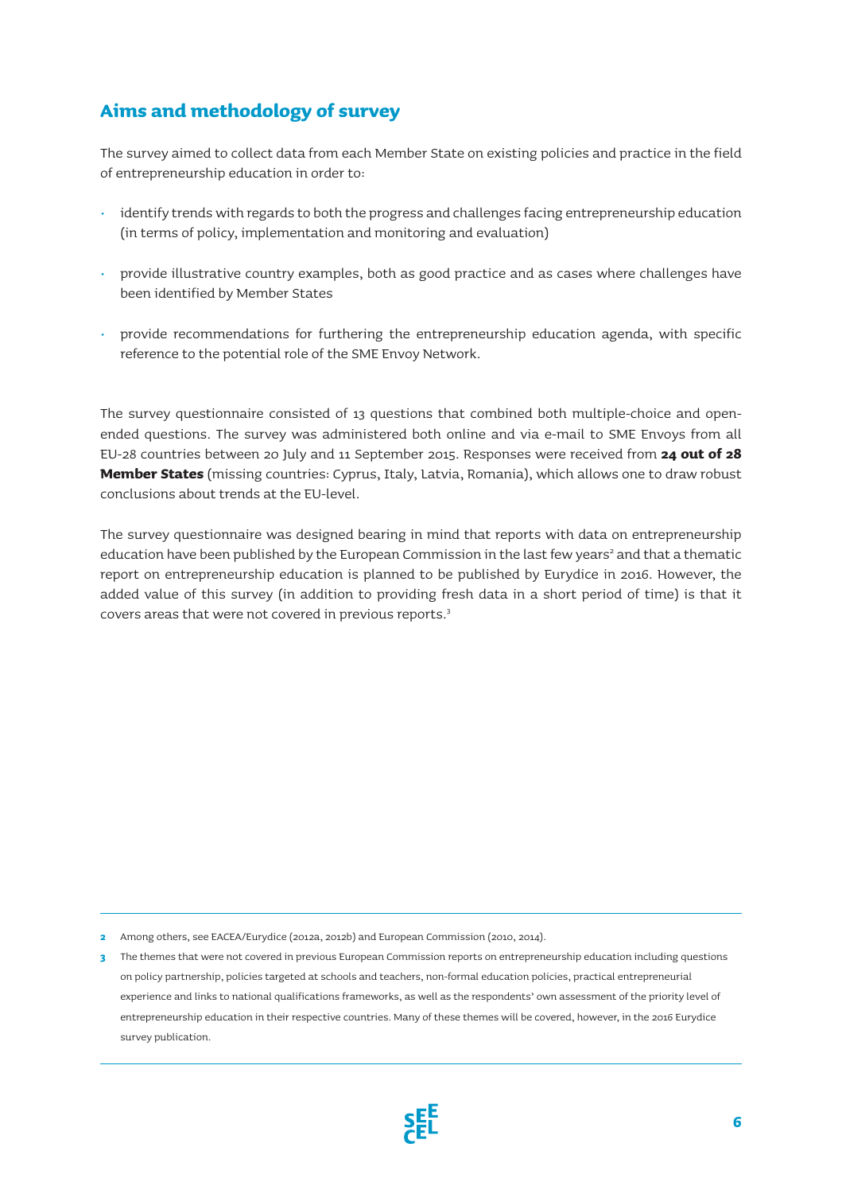## Aims and methodology of survey

The survey aimed to collect data from each Member State on existing policies and practice in the field of entrepreneurship education in order to:

- identify trends with regards to both the progress and challenges facing entrepreneurship education (in terms of policy, implementation and monitoring and evaluation)
- provide illustrative country examples, both as good practice and as cases where challenges have been identified by Member States
- provide recommendations for furthering the entrepreneurship education agenda, with specific reference to the potential role of the SME Envoy Network.

The survey questionnaire consisted of 13 questions that combined both multiple-choice and open-ended questions. The survey was administered both online and via e-mail to SME Envoys from all EU-28 countries between 20 July and 11 September 2015. Responses were received from **24 out of 28 Member States** (missing countries: Cyprus, Italy, Latvia, Romania), which allows one to draw robust conclusions about trends at the EU-level.

The survey questionnaire was designed bearing in mind that reports with data on entrepreneurship education have been published by the European Commission in the last few years[2] and that a thematic report on entrepreneurship education is planned to be published by Eurydice in 2016. However, the added value of this survey (in addition to providing fresh data in a short period of time) is that it covers areas that were not covered in previous reports.[3]

---

**2** Among others, see EACEA/Eurydice (2012a, 2012b) and European Commission (2010, 2014).

**3** The themes that were not covered in previous European Commission reports on entrepreneurship education including questions on policy partnership, policies targeted at schools and teachers, non-formal education policies, practical entrepreneurial experience and links to national qualifications frameworks, as well as the respondents' own assessment of the priority level of entrepreneurship education in their respective countries. Many of these themes will be covered, however, in the 2016 Eurydice survey publication.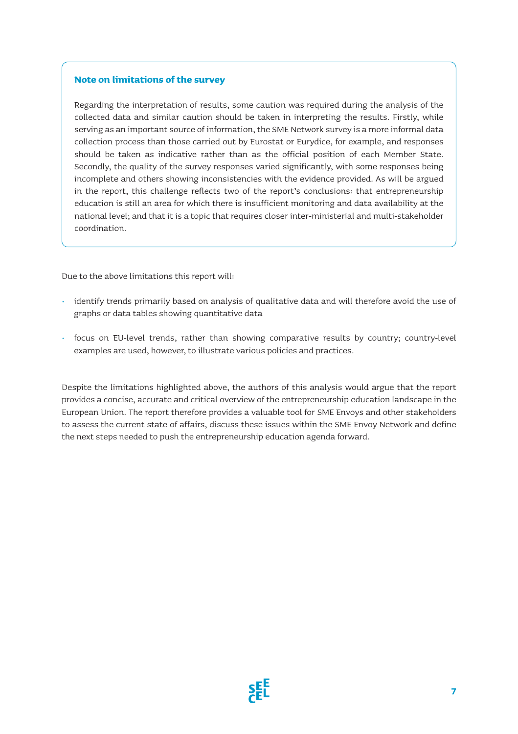### Note on limitations of the survey

Regarding the interpretation of results, some caution was required during the analysis of the collected data and similar caution should be taken in interpreting the results. Firstly, while serving as an important source of information, the SME Network survey is a more informal data collection process than those carried out by Eurostat or Eurydice, for example, and responses should be taken as indicative rather than as the official position of each Member State. Secondly, the quality of the survey responses varied significantly, with some responses being incomplete and others showing inconsistencies with the evidence provided. As will be argued in the report, this challenge reflects two of the report's conclusions: that entrepreneurship education is still an area for which there is insufficient monitoring and data availability at the national level; and that it is a topic that requires closer inter-ministerial and multi-stakeholder coordination.

Due to the above limitations this report will:

- identify trends primarily based on analysis of qualitative data and will therefore avoid the use of graphs or data tables showing quantitative data
- focus on EU-level trends, rather than showing comparative results by country; country-level examples are used, however, to illustrate various policies and practices.

Despite the limitations highlighted above, the authors of this analysis would argue that the report provides a concise, accurate and critical overview of the entrepreneurship education landscape in the European Union. The report therefore provides a valuable tool for SME Envoys and other stakeholders to assess the current state of affairs, discuss these issues within the SME Envoy Network and define the next steps needed to push the entrepreneurship education agenda forward.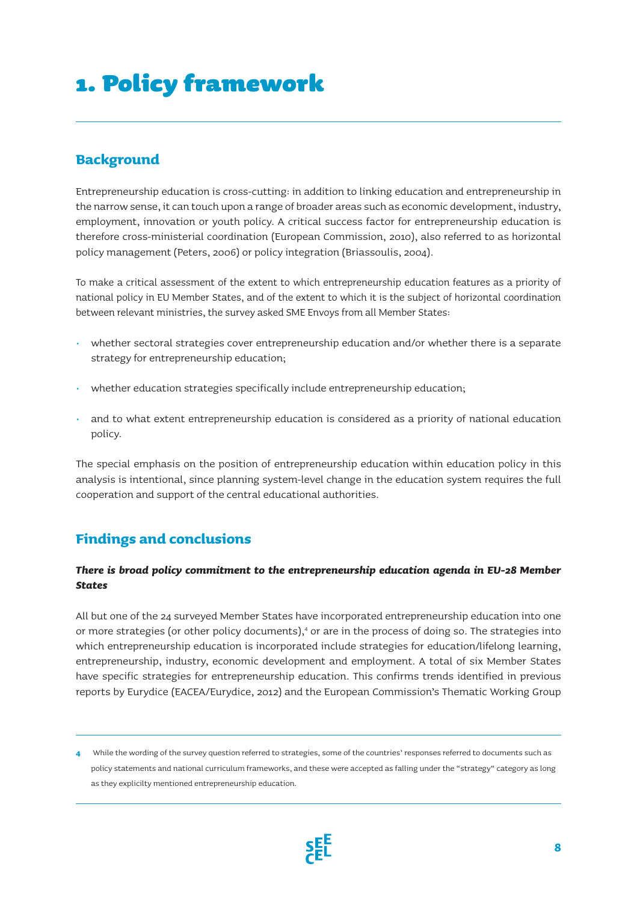# 1. Policy framework

## Background

Entrepreneurship education is cross-cutting: in addition to linking education and entrepreneurship in the narrow sense, it can touch upon a range of broader areas such as economic development, industry, employment, innovation or youth policy. A critical success factor for entrepreneurship education is therefore cross-ministerial coordination (European Commission, 2010), also referred to as horizontal policy management (Peters, 2006) or policy integration (Briassoulis, 2004).

To make a critical assessment of the extent to which entrepreneurship education features as a priority of national policy in EU Member States, and of the extent to which it is the subject of horizontal coordination between relevant ministries, the survey asked SME Envoys from all Member States:

- whether sectoral strategies cover entrepreneurship education and/or whether there is a separate strategy for entrepreneurship education;
- whether education strategies specifically include entrepreneurship education;
- and to what extent entrepreneurship education is considered as a priority of national education policy.

The special emphasis on the position of entrepreneurship education within education policy in this analysis is intentional, since planning system-level change in the education system requires the full cooperation and support of the central educational authorities.

## Findings and conclusions

***There is broad policy commitment to the entrepreneurship education agenda in EU-28 Member States***

All but one of the 24 surveyed Member States have incorporated entrepreneurship education into one or more strategies (or other policy documents),[4] or are in the process of doing so. The strategies into which entrepreneurship education is incorporated include strategies for education/lifelong learning, entrepreneurship, industry, economic development and employment. A total of six Member States have specific strategies for entrepreneurship education. This confirms trends identified in previous reports by Eurydice (EACEA/Eurydice, 2012) and the European Commission's Thematic Working Group

4 While the wording of the survey question referred to strategies, some of the countries' responses referred to documents such as policy statements and national curriculum frameworks, and these were accepted as falling under the "strategy" category as long as they explicilty mentioned entrepreneurship education.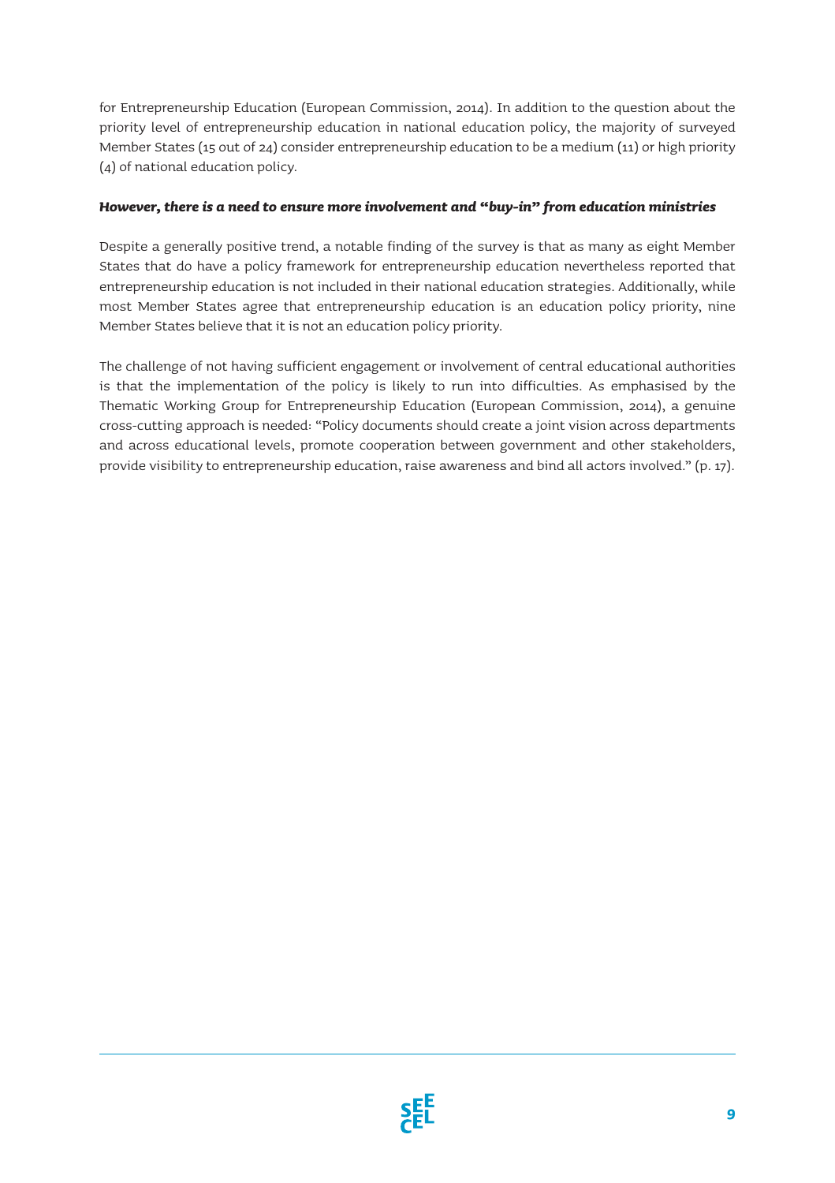for Entrepreneurship Education (European Commission, 2014). In addition to the question about the priority level of entrepreneurship education in national education policy, the majority of surveyed Member States (15 out of 24) consider entrepreneurship education to be a medium (11) or high priority (4) of national education policy.

***However, there is a need to ensure more involvement and "buy-in" from education ministries***

Despite a generally positive trend, a notable finding of the survey is that as many as eight Member States that do have a policy framework for entrepreneurship education nevertheless reported that entrepreneurship education is not included in their national education strategies. Additionally, while most Member States agree that entrepreneurship education is an education policy priority, nine Member States believe that it is not an education policy priority.

The challenge of not having sufficient engagement or involvement of central educational authorities is that the implementation of the policy is likely to run into difficulties. As emphasised by the Thematic Working Group for Entrepreneurship Education (European Commission, 2014), a genuine cross-cutting approach is needed: "Policy documents should create a joint vision across departments and across educational levels, promote cooperation between government and other stakeholders, provide visibility to entrepreneurship education, raise awareness and bind all actors involved." (p. 17).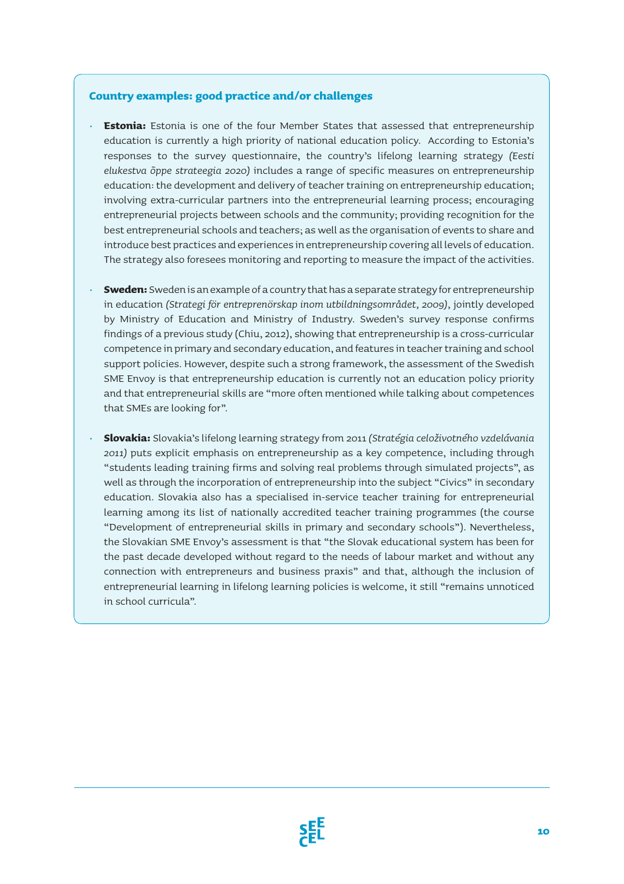### Country examples: good practice and/or challenges

- **Estonia:** Estonia is one of the four Member States that assessed that entrepreneurship education is currently a high priority of national education policy. According to Estonia's responses to the survey questionnaire, the country's lifelong learning strategy *(Eesti elukestva õppe strateegia 2020)* includes a range of specific measures on entrepreneurship education: the development and delivery of teacher training on entrepreneurship education; involving extra-curricular partners into the entrepreneurial learning process; encouraging entrepreneurial projects between schools and the community; providing recognition for the best entrepreneurial schools and teachers; as well as the organisation of events to share and introduce best practices and experiences in entrepreneurship covering all levels of education. The strategy also foresees monitoring and reporting to measure the impact of the activities.

- **Sweden:** Sweden is an example of a country that has a separate strategy for entrepreneurship in education *(Strategi för entreprenörskap inom utbildningsområdet, 2009)*, jointly developed by Ministry of Education and Ministry of Industry. Sweden's survey response confirms findings of a previous study (Chiu, 2012), showing that entrepreneurship is a cross-curricular competence in primary and secondary education, and features in teacher training and school support policies. However, despite such a strong framework, the assessment of the Swedish SME Envoy is that entrepreneurship education is currently not an education policy priority and that entrepreneurial skills are "more often mentioned while talking about competences that SMEs are looking for".

- **Slovakia:** Slovakia's lifelong learning strategy from 2011 *(Stratégia celoživotného vzdelávania 2011)* puts explicit emphasis on entrepreneurship as a key competence, including through "students leading training firms and solving real problems through simulated projects", as well as through the incorporation of entrepreneurship into the subject "Civics" in secondary education. Slovakia also has a specialised in-service teacher training for entrepreneurial learning among its list of nationally accredited teacher training programmes (the course "Development of entrepreneurial skills in primary and secondary schools"). Nevertheless, the Slovakian SME Envoy's assessment is that "the Slovak educational system has been for the past decade developed without regard to the needs of labour market and without any connection with entrepreneurs and business praxis" and that, although the inclusion of entrepreneurial learning in lifelong learning policies is welcome, it still "remains unnoticed in school curricula".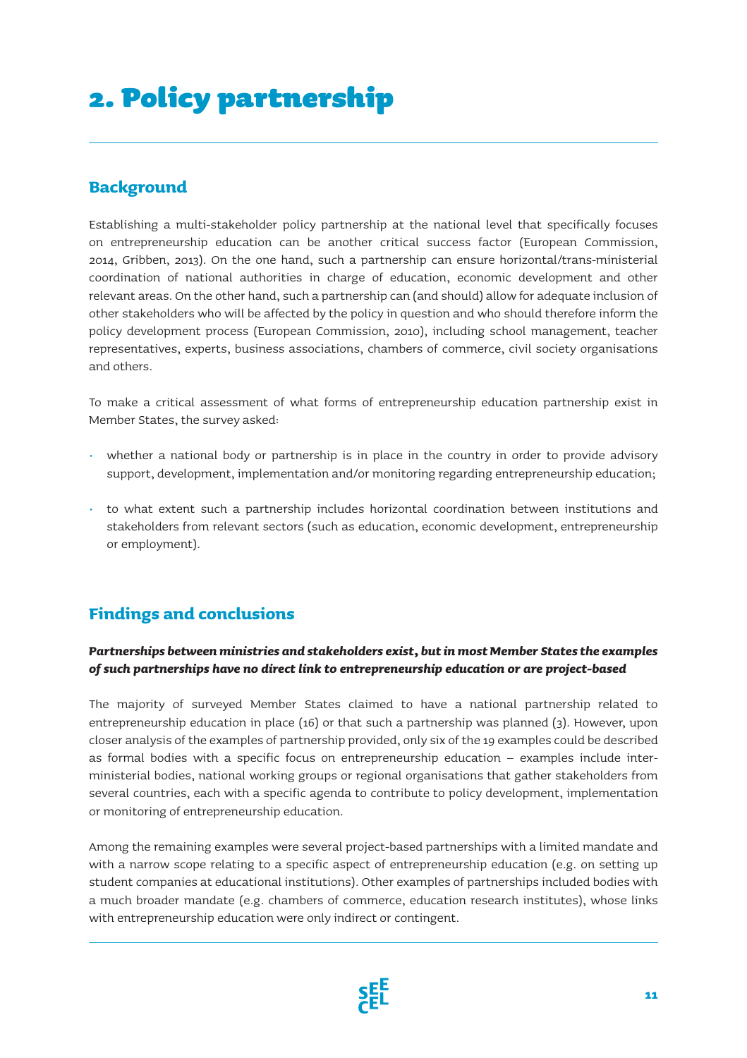# 2. Policy partnership

## Background

Establishing a multi-stakeholder policy partnership at the national level that specifically focuses on entrepreneurship education can be another critical success factor (European Commission, 2014, Gribben, 2013). On the one hand, such a partnership can ensure horizontal/trans-ministerial coordination of national authorities in charge of education, economic development and other relevant areas. On the other hand, such a partnership can (and should) allow for adequate inclusion of other stakeholders who will be affected by the policy in question and who should therefore inform the policy development process (European Commission, 2010), including school management, teacher representatives, experts, business associations, chambers of commerce, civil society organisations and others.

To make a critical assessment of what forms of entrepreneurship education partnership exist in Member States, the survey asked:

- whether a national body or partnership is in place in the country in order to provide advisory support, development, implementation and/or monitoring regarding entrepreneurship education;
- to what extent such a partnership includes horizontal coordination between institutions and stakeholders from relevant sectors (such as education, economic development, entrepreneurship or employment).

## Findings and conclusions

***Partnerships between ministries and stakeholders exist, but in most Member States the examples of such partnerships have no direct link to entrepreneurship education or are project-based***

The majority of surveyed Member States claimed to have a national partnership related to entrepreneurship education in place (16) or that such a partnership was planned (3). However, upon closer analysis of the examples of partnership provided, only six of the 19 examples could be described as formal bodies with a specific focus on entrepreneurship education – examples include inter-ministerial bodies, national working groups or regional organisations that gather stakeholders from several countries, each with a specific agenda to contribute to policy development, implementation or monitoring of entrepreneurship education.

Among the remaining examples were several project-based partnerships with a limited mandate and with a narrow scope relating to a specific aspect of entrepreneurship education (e.g. on setting up student companies at educational institutions). Other examples of partnerships included bodies with a much broader mandate (e.g. chambers of commerce, education research institutes), whose links with entrepreneurship education were only indirect or contingent.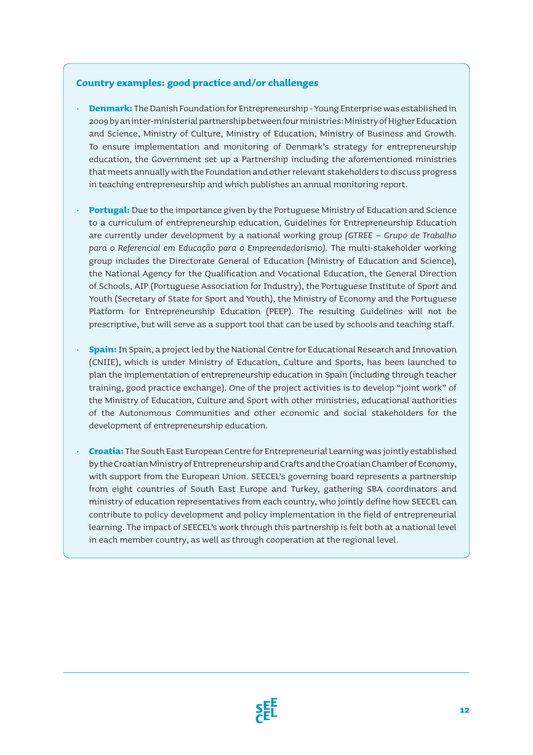### Country examples: good practice and/or challenges

- **Denmark:** The Danish Foundation for Entrepreneurship - Young Enterprise was established in 2009 by an inter-ministerial partnership between four ministries: Ministry of Higher Education and Science, Ministry of Culture, Ministry of Education, Ministry of Business and Growth. To ensure implementation and monitoring of Denmark's strategy for entrepreneurship education, the Government set up a Partnership including the aforementioned ministries that meets annually with the Foundation and other relevant stakeholders to discuss progress in teaching entrepreneurship and which publishes an annual monitoring report.

- **Portugal:** Due to the importance given by the Portuguese Ministry of Education and Science to a curriculum of entrepreneurship education, Guidelines for Entrepreneurship Education are currently under development by a national working group *(GTREE – Grupo de Trabalho para o Referencial em Educação para o Empreendedorismo)*. The multi-stakeholder working group includes the Directorate General of Education (Ministry of Education and Science), the National Agency for the Qualification and Vocational Education, the General Direction of Schools, AIP (Portuguese Association for Industry), the Portuguese Institute of Sport and Youth (Secretary of State for Sport and Youth), the Ministry of Economy and the Portuguese Platform for Entrepreneurship Education (PEEP). The resulting Guidelines will not be prescriptive, but will serve as a support tool that can be used by schools and teaching staff.

- **Spain:** In Spain, a project led by the National Centre for Educational Research and Innovation (CNIIE), which is under Ministry of Education, Culture and Sports, has been launched to plan the implementation of entrepreneurship education in Spain (including through teacher training, good practice exchange). One of the project activities is to develop "joint work" of the Ministry of Education, Culture and Sport with other ministries, educational authorities of the Autonomous Communities and other economic and social stakeholders for the development of entrepreneurship education.

- **Croatia:** The South East European Centre for Entrepreneurial Learning was jointly established by the Croatian Ministry of Entrepreneurship and Crafts and the Croatian Chamber of Economy, with support from the European Union. SEECEL's governing board represents a partnership from eight countries of South East Europe and Turkey, gathering SBA coordinators and ministry of education representatives from each country, who jointly define how SEECEL can contribute to policy development and policy implementation in the field of entrepreneurial learning. The impact of SEECEL's work through this partnership is felt both at a national level in each member country, as well as through cooperation at the regional level.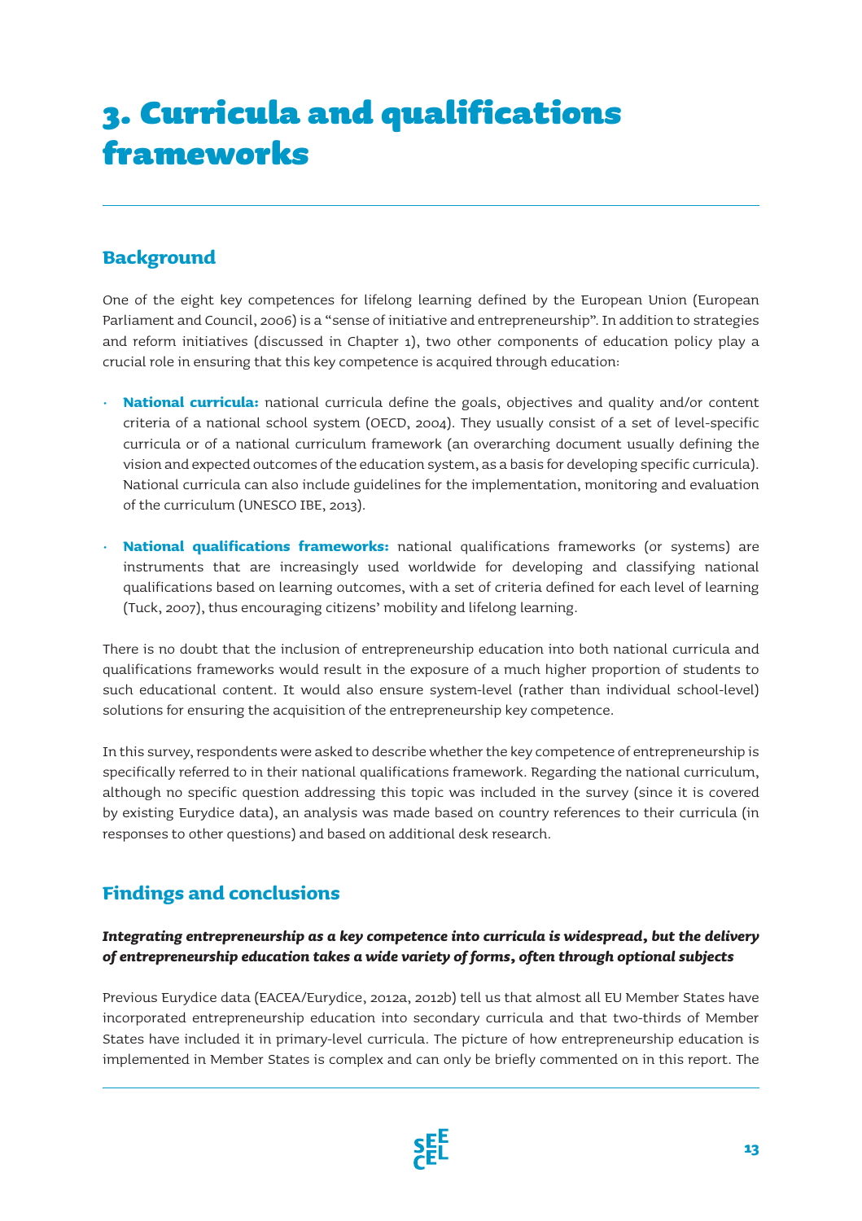# 3. Curricula and qualifications frameworks

## Background

One of the eight key competences for lifelong learning defined by the European Union (European Parliament and Council, 2006) is a "sense of initiative and entrepreneurship". In addition to strategies and reform initiatives (discussed in Chapter 1), two other components of education policy play a crucial role in ensuring that this key competence is acquired through education:

- **National curricula:** national curricula define the goals, objectives and quality and/or content criteria of a national school system (OECD, 2004). They usually consist of a set of level-specific curricula or of a national curriculum framework (an overarching document usually defining the vision and expected outcomes of the education system, as a basis for developing specific curricula). National curricula can also include guidelines for the implementation, monitoring and evaluation of the curriculum (UNESCO IBE, 2013).
- **National qualifications frameworks:** national qualifications frameworks (or systems) are instruments that are increasingly used worldwide for developing and classifying national qualifications based on learning outcomes, with a set of criteria defined for each level of learning (Tuck, 2007), thus encouraging citizens' mobility and lifelong learning.

There is no doubt that the inclusion of entrepreneurship education into both national curricula and qualifications frameworks would result in the exposure of a much higher proportion of students to such educational content. It would also ensure system-level (rather than individual school-level) solutions for ensuring the acquisition of the entrepreneurship key competence.

In this survey, respondents were asked to describe whether the key competence of entrepreneurship is specifically referred to in their national qualifications framework. Regarding the national curriculum, although no specific question addressing this topic was included in the survey (since it is covered by existing Eurydice data), an analysis was made based on country references to their curricula (in responses to other questions) and based on additional desk research.

## Findings and conclusions

***Integrating entrepreneurship as a key competence into curricula is widespread, but the delivery of entrepreneurship education takes a wide variety of forms, often through optional subjects***

Previous Eurydice data (EACEA/Eurydice, 2012a, 2012b) tell us that almost all EU Member States have incorporated entrepreneurship education into secondary curricula and that two-thirds of Member States have included it in primary-level curricula. The picture of how entrepreneurship education is implemented in Member States is complex and can only be briefly commented on in this report. The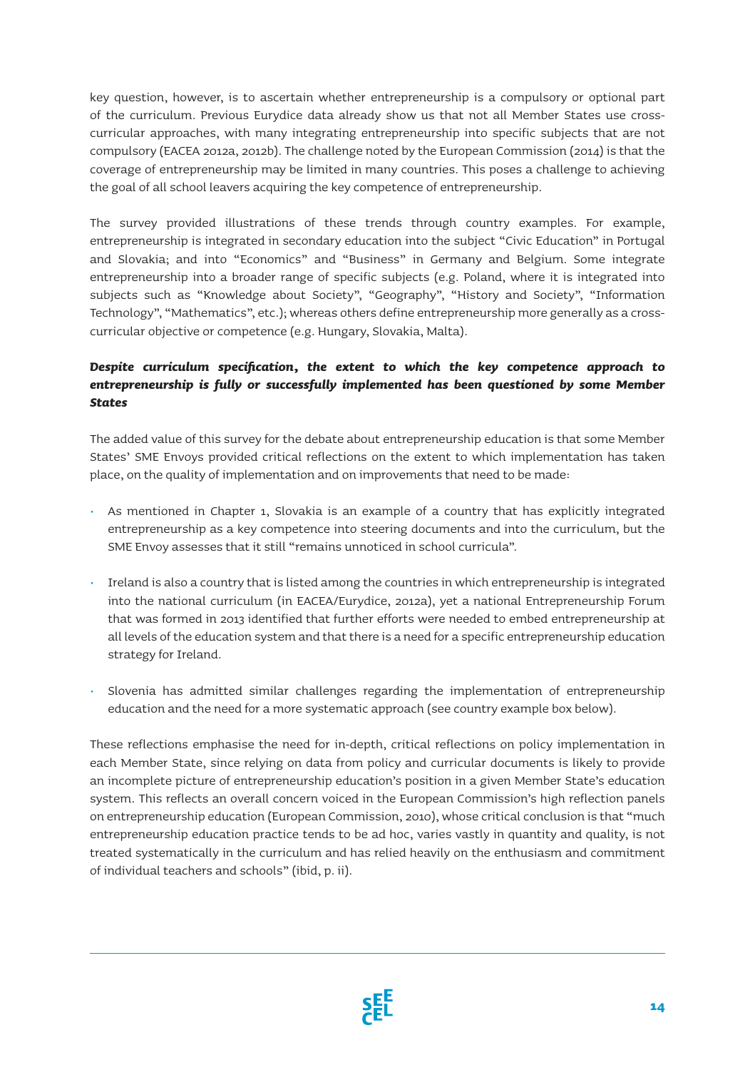key question, however, is to ascertain whether entrepreneurship is a compulsory or optional part of the curriculum. Previous Eurydice data already show us that not all Member States use cross-curricular approaches, with many integrating entrepreneurship into specific subjects that are not compulsory (EACEA 2012a, 2012b). The challenge noted by the European Commission (2014) is that the coverage of entrepreneurship may be limited in many countries. This poses a challenge to achieving the goal of all school leavers acquiring the key competence of entrepreneurship.

The survey provided illustrations of these trends through country examples. For example, entrepreneurship is integrated in secondary education into the subject "Civic Education" in Portugal and Slovakia; and into "Economics" and "Business" in Germany and Belgium. Some integrate entrepreneurship into a broader range of specific subjects (e.g. Poland, where it is integrated into subjects such as "Knowledge about Society", "Geography", "History and Society", "Information Technology", "Mathematics", etc.); whereas others define entrepreneurship more generally as a cross-curricular objective or competence (e.g. Hungary, Slovakia, Malta).

***Despite curriculum specification, the extent to which the key competence approach to entrepreneurship is fully or successfully implemented has been questioned by some Member States***

The added value of this survey for the debate about entrepreneurship education is that some Member States' SME Envoys provided critical reflections on the extent to which implementation has taken place, on the quality of implementation and on improvements that need to be made:

- As mentioned in Chapter 1, Slovakia is an example of a country that has explicitly integrated entrepreneurship as a key competence into steering documents and into the curriculum, but the SME Envoy assesses that it still "remains unnoticed in school curricula".
- Ireland is also a country that is listed among the countries in which entrepreneurship is integrated into the national curriculum (in EACEA/Eurydice, 2012a), yet a national Entrepreneurship Forum that was formed in 2013 identified that further efforts were needed to embed entrepreneurship at all levels of the education system and that there is a need for a specific entrepreneurship education strategy for Ireland.
- Slovenia has admitted similar challenges regarding the implementation of entrepreneurship education and the need for a more systematic approach (see country example box below).

These reflections emphasise the need for in-depth, critical reflections on policy implementation in each Member State, since relying on data from policy and curricular documents is likely to provide an incomplete picture of entrepreneurship education's position in a given Member State's education system. This reflects an overall concern voiced in the European Commission's high reflection panels on entrepreneurship education (European Commission, 2010), whose critical conclusion is that "much entrepreneurship education practice tends to be ad hoc, varies vastly in quantity and quality, is not treated systematically in the curriculum and has relied heavily on the enthusiasm and commitment of individual teachers and schools" (ibid, p. ii).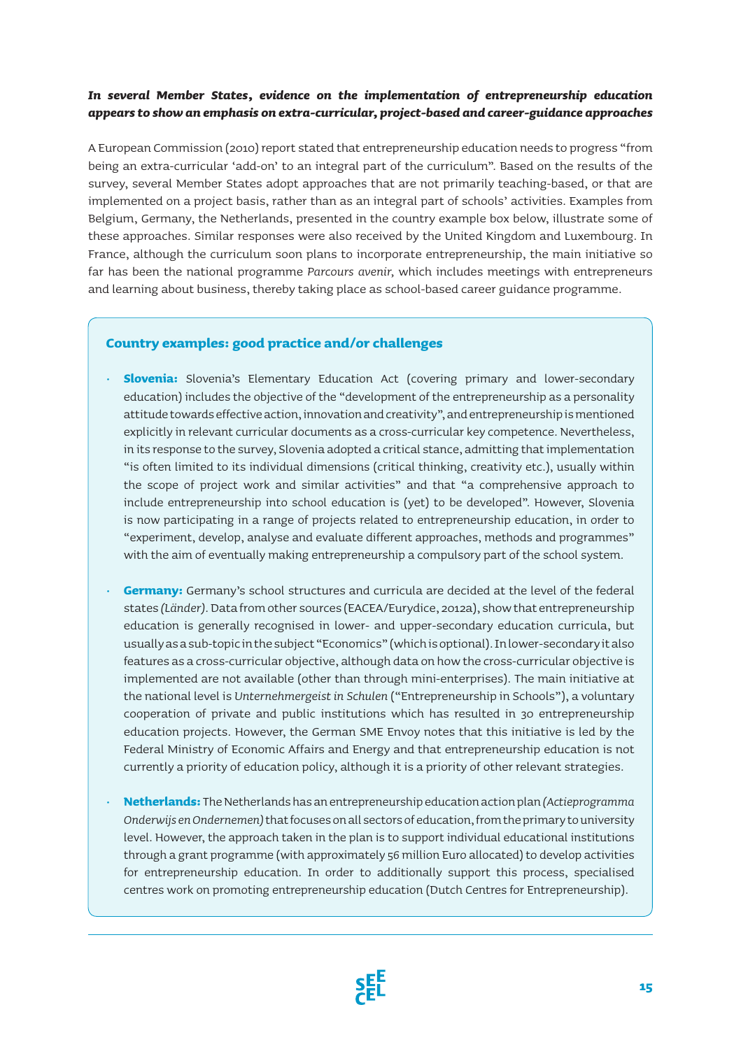***In several Member States, evidence on the implementation of entrepreneurship education appears to show an emphasis on extra-curricular, project-based and career-guidance approaches***

A European Commission (2010) report stated that entrepreneurship education needs to progress "from being an extra-curricular 'add-on' to an integral part of the curriculum". Based on the results of the survey, several Member States adopt approaches that are not primarily teaching-based, or that are implemented on a project basis, rather than as an integral part of schools' activities. Examples from Belgium, Germany, the Netherlands, presented in the country example box below, illustrate some of these approaches. Similar responses were also received by the United Kingdom and Luxembourg. In France, although the curriculum soon plans to incorporate entrepreneurship, the main initiative so far has been the national programme *Parcours avenir,* which includes meetings with entrepreneurs and learning about business, thereby taking place as school-based career guidance programme.

### Country examples: good practice and/or challenges

- **Slovenia:** Slovenia's Elementary Education Act (covering primary and lower-secondary education) includes the objective of the "development of the entrepreneurship as a personality attitude towards effective action, innovation and creativity", and entrepreneurship is mentioned explicitly in relevant curricular documents as a cross-curricular key competence. Nevertheless, in its response to the survey, Slovenia adopted a critical stance, admitting that implementation "is often limited to its individual dimensions (critical thinking, creativity etc.), usually within the scope of project work and similar activities" and that "a comprehensive approach to include entrepreneurship into school education is (yet) to be developed". However, Slovenia is now participating in a range of projects related to entrepreneurship education, in order to "experiment, develop, analyse and evaluate different approaches, methods and programmes" with the aim of eventually making entrepreneurship a compulsory part of the school system.

- **Germany:** Germany's school structures and curricula are decided at the level of the federal states *(Länder)*. Data from other sources (EACEA/Eurydice, 2012a), show that entrepreneurship education is generally recognised in lower- and upper-secondary education curricula, but usually as a sub-topic in the subject "Economics" (which is optional). In lower-secondary it also features as a cross-curricular objective, although data on how the cross-curricular objective is implemented are not available (other than through mini-enterprises). The main initiative at the national level is *Unternehmergeist in Schulen* ("Entrepreneurship in Schools"), a voluntary cooperation of private and public institutions which has resulted in 30 entrepreneurship education projects. However, the German SME Envoy notes that this initiative is led by the Federal Ministry of Economic Affairs and Energy and that entrepreneurship education is not currently a priority of education policy, although it is a priority of other relevant strategies.

- **Netherlands:** The Netherlands has an entrepreneurship education action plan *(Actieprogramma Onderwijs en Ondernemen)* that focuses on all sectors of education, from the primary to university level. However, the approach taken in the plan is to support individual educational institutions through a grant programme (with approximately 56 million Euro allocated) to develop activities for entrepreneurship education. In order to additionally support this process, specialised centres work on promoting entrepreneurship education (Dutch Centres for Entrepreneurship).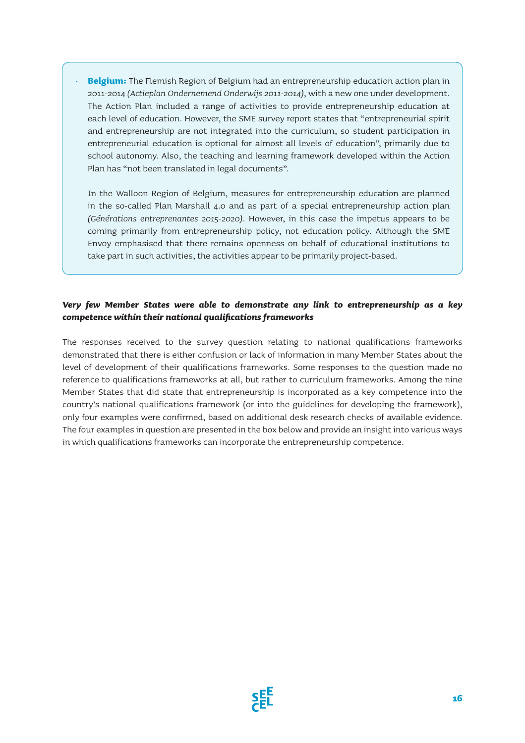- **Belgium:** The Flemish Region of Belgium had an entrepreneurship education action plan in 2011-2014 *(Actieplan Ondernemend Onderwijs 2011-2014)*, with a new one under development. The Action Plan included a range of activities to provide entrepreneurship education at each level of education. However, the SME survey report states that "entrepreneurial spirit and entrepreneurship are not integrated into the curriculum, so student participation in entrepreneurial education is optional for almost all levels of education", primarily due to school autonomy. Also, the teaching and learning framework developed within the Action Plan has "not been translated in legal documents".

  In the Walloon Region of Belgium, measures for entrepreneurship education are planned in the so-called Plan Marshall 4.0 and as part of a special entrepreneurship action plan *(Générations entreprenantes 2015-2020)*. However, in this case the impetus appears to be coming primarily from entrepreneurship policy, not education policy. Although the SME Envoy emphasised that there remains openness on behalf of educational institutions to take part in such activities, the activities appear to be primarily project-based.

***Very few Member States were able to demonstrate any link to entrepreneurship as a key competence within their national qualifications frameworks***

The responses received to the survey question relating to national qualifications frameworks demonstrated that there is either confusion or lack of information in many Member States about the level of development of their qualifications frameworks. Some responses to the question made no reference to qualifications frameworks at all, but rather to curriculum frameworks. Among the nine Member States that did state that entrepreneurship is incorporated as a key competence into the country's national qualifications framework (or into the guidelines for developing the framework), only four examples were confirmed, based on additional desk research checks of available evidence. The four examples in question are presented in the box below and provide an insight into various ways in which qualifications frameworks can incorporate the entrepreneurship competence.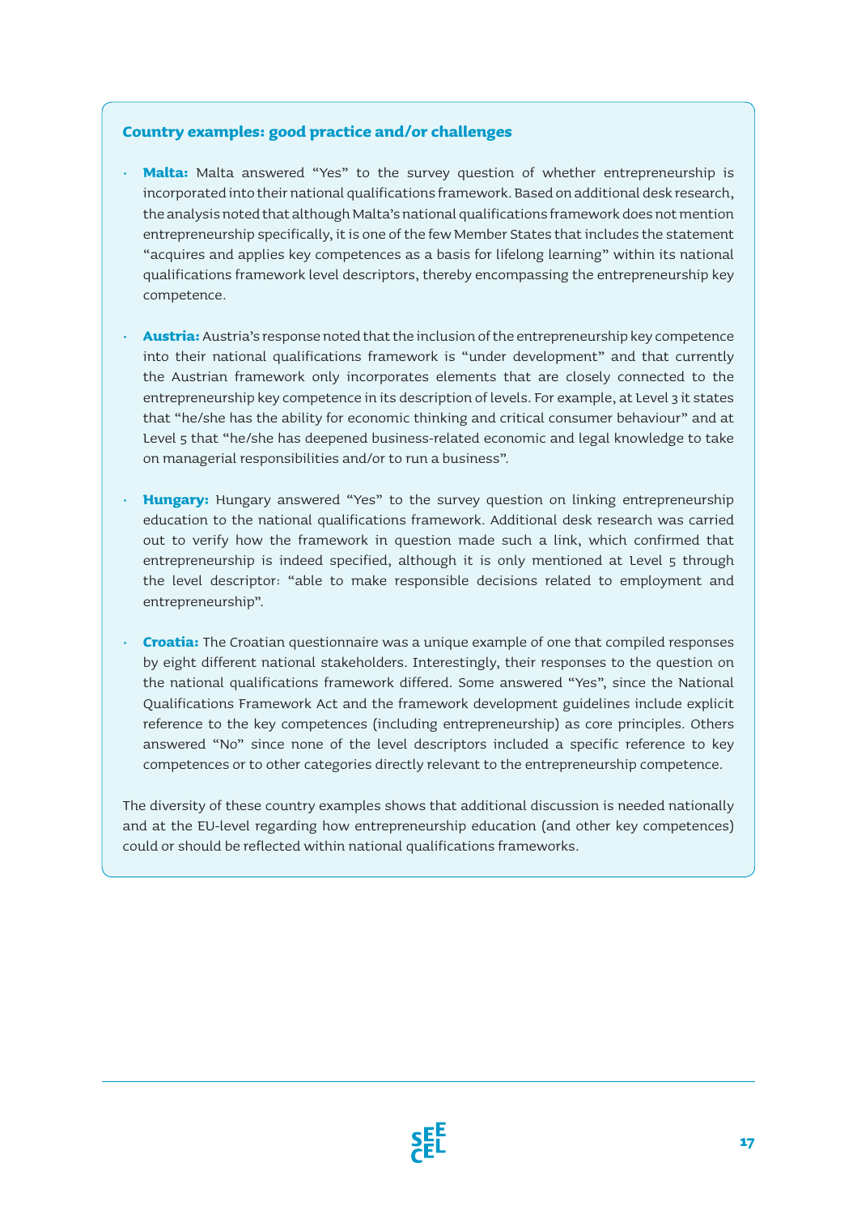### Country examples: good practice and/or challenges

- **Malta:** Malta answered "Yes" to the survey question of whether entrepreneurship is incorporated into their national qualifications framework. Based on additional desk research, the analysis noted that although Malta's national qualifications framework does not mention entrepreneurship specifically, it is one of the few Member States that includes the statement "acquires and applies key competences as a basis for lifelong learning" within its national qualifications framework level descriptors, thereby encompassing the entrepreneurship key competence.

- **Austria:** Austria's response noted that the inclusion of the entrepreneurship key competence into their national qualifications framework is "under development" and that currently the Austrian framework only incorporates elements that are closely connected to the entrepreneurship key competence in its description of levels. For example, at Level 3 it states that "he/she has the ability for economic thinking and critical consumer behaviour" and at Level 5 that "he/she has deepened business-related economic and legal knowledge to take on managerial responsibilities and/or to run a business".

- **Hungary:** Hungary answered "Yes" to the survey question on linking entrepreneurship education to the national qualifications framework. Additional desk research was carried out to verify how the framework in question made such a link, which confirmed that entrepreneurship is indeed specified, although it is only mentioned at Level 5 through the level descriptor: "able to make responsible decisions related to employment and entrepreneurship".

- **Croatia:** The Croatian questionnaire was a unique example of one that compiled responses by eight different national stakeholders. Interestingly, their responses to the question on the national qualifications framework differed. Some answered "Yes", since the National Qualifications Framework Act and the framework development guidelines include explicit reference to the key competences (including entrepreneurship) as core principles. Others answered "No" since none of the level descriptors included a specific reference to key competences or to other categories directly relevant to the entrepreneurship competence.

The diversity of these country examples shows that additional discussion is needed nationally and at the EU-level regarding how entrepreneurship education (and other key competences) could or should be reflected within national qualifications frameworks.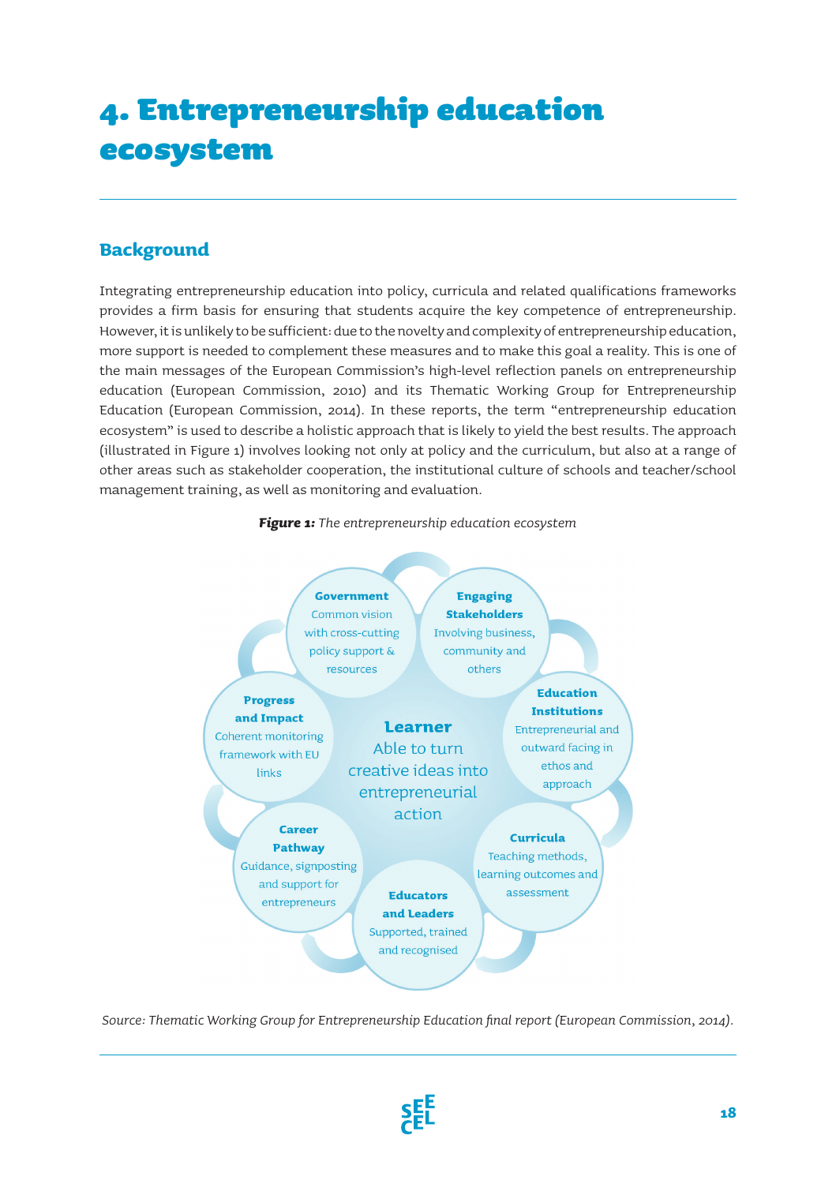# 4. Entrepreneurship education ecosystem

## Background

Integrating entrepreneurship education into policy, curricula and related qualifications frameworks provides a firm basis for ensuring that students acquire the key competence of entrepreneurship. However, it is unlikely to be sufficient: due to the novelty and complexity of entrepreneurship education, more support is needed to complement these measures and to make this goal a reality. This is one of the main messages of the European Commission's high-level reflection panels on entrepreneurship education (European Commission, 2010) and its Thematic Working Group for Entrepreneurship Education (European Commission, 2014). In these reports, the term "entrepreneurship education ecosystem" is used to describe a holistic approach that is likely to yield the best results. The approach (illustrated in Figure 1) involves looking not only at policy and the curriculum, but also at a range of other areas such as stakeholder cooperation, the institutional culture of schools and teacher/school management training, as well as monitoring and evaluation.

***Figure 1:*** *The entrepreneurship education ecosystem*

**Learner**
Able to turn creative ideas into entrepreneurial action

**Government**
Common vision with cross-cutting policy support & resources

**Engaging Stakeholders**
Involving business, community and others

**Education Institutions**
Entrepreneurial and outward facing in ethos and approach

**Curricula**
Teaching methods, learning outcomes and assessment

**Educators and Leaders**
Supported, trained and recognised

**Career Pathway**
Guidance, signposting and support for entrepreneurs

**Progress and Impact**
Coherent monitoring framework with EU links

*Source: Thematic Working Group for Entrepreneurship Education final report (European Commission, 2014).*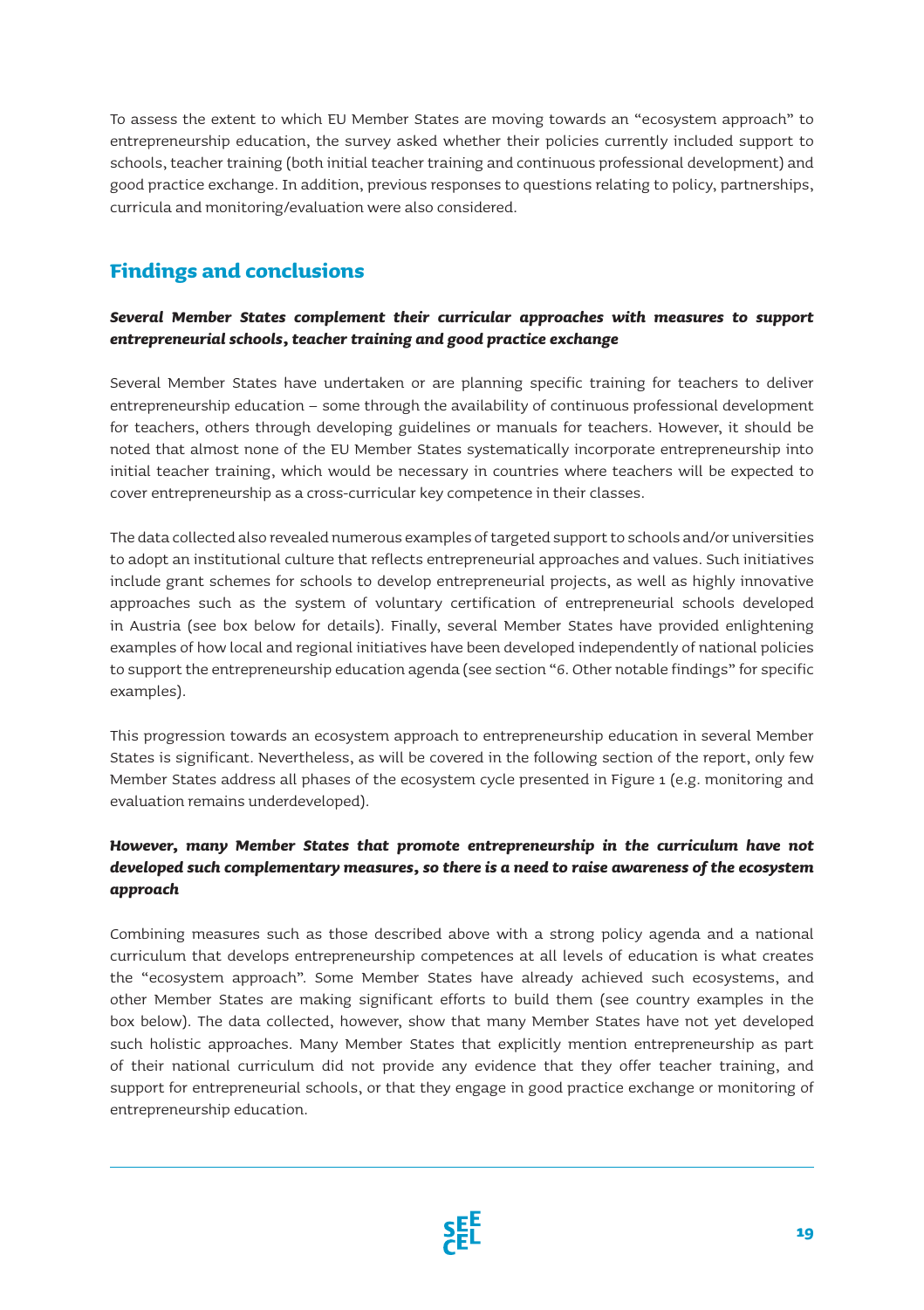To assess the extent to which EU Member States are moving towards an "ecosystem approach" to entrepreneurship education, the survey asked whether their policies currently included support to schools, teacher training (both initial teacher training and continuous professional development) and good practice exchange. In addition, previous responses to questions relating to policy, partnerships, curricula and monitoring/evaluation were also considered.

## Findings and conclusions

***Several Member States complement their curricular approaches with measures to support entrepreneurial schools, teacher training and good practice exchange***

Several Member States have undertaken or are planning specific training for teachers to deliver entrepreneurship education – some through the availability of continuous professional development for teachers, others through developing guidelines or manuals for teachers. However, it should be noted that almost none of the EU Member States systematically incorporate entrepreneurship into initial teacher training, which would be necessary in countries where teachers will be expected to cover entrepreneurship as a cross-curricular key competence in their classes.

The data collected also revealed numerous examples of targeted support to schools and/or universities to adopt an institutional culture that reflects entrepreneurial approaches and values. Such initiatives include grant schemes for schools to develop entrepreneurial projects, as well as highly innovative approaches such as the system of voluntary certification of entrepreneurial schools developed in Austria (see box below for details). Finally, several Member States have provided enlightening examples of how local and regional initiatives have been developed independently of national policies to support the entrepreneurship education agenda (see section "6. Other notable findings" for specific examples).

This progression towards an ecosystem approach to entrepreneurship education in several Member States is significant. Nevertheless, as will be covered in the following section of the report, only few Member States address all phases of the ecosystem cycle presented in Figure 1 (e.g. monitoring and evaluation remains underdeveloped).

***However, many Member States that promote entrepreneurship in the curriculum have not developed such complementary measures, so there is a need to raise awareness of the ecosystem approach***

Combining measures such as those described above with a strong policy agenda and a national curriculum that develops entrepreneurship competences at all levels of education is what creates the "ecosystem approach". Some Member States have already achieved such ecosystems, and other Member States are making significant efforts to build them (see country examples in the box below). The data collected, however, show that many Member States have not yet developed such holistic approaches. Many Member States that explicitly mention entrepreneurship as part of their national curriculum did not provide any evidence that they offer teacher training, and support for entrepreneurial schools, or that they engage in good practice exchange or monitoring of entrepreneurship education.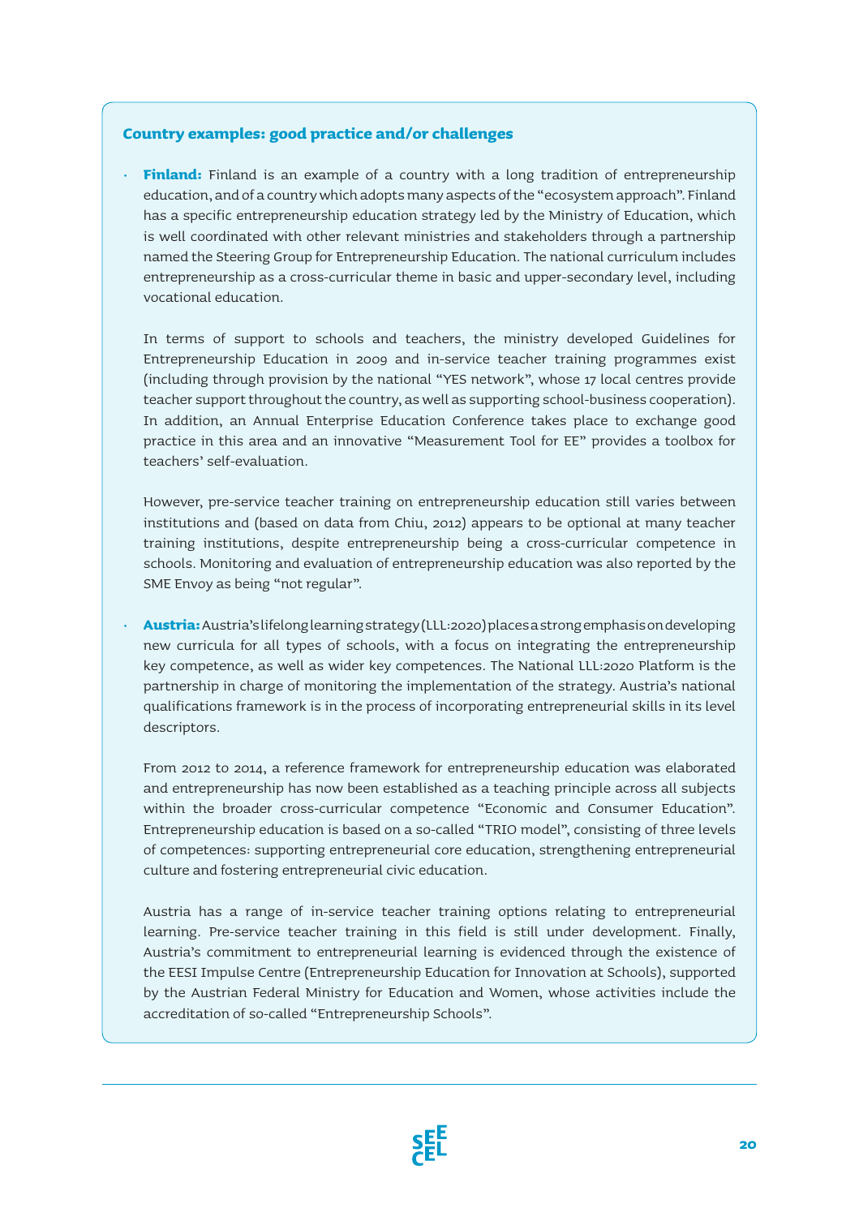### Country examples: good practice and/or challenges

- **Finland:** Finland is an example of a country with a long tradition of entrepreneurship education, and of a country which adopts many aspects of the "ecosystem approach". Finland has a specific entrepreneurship education strategy led by the Ministry of Education, which is well coordinated with other relevant ministries and stakeholders through a partnership named the Steering Group for Entrepreneurship Education. The national curriculum includes entrepreneurship as a cross-curricular theme in basic and upper-secondary level, including vocational education.

  In terms of support to schools and teachers, the ministry developed Guidelines for Entrepreneurship Education in 2009 and in-service teacher training programmes exist (including through provision by the national "YES network", whose 17 local centres provide teacher support throughout the country, as well as supporting school-business cooperation). In addition, an Annual Enterprise Education Conference takes place to exchange good practice in this area and an innovative "Measurement Tool for EE" provides a toolbox for teachers' self-evaluation.

  However, pre-service teacher training on entrepreneurship education still varies between institutions and (based on data from Chiu, 2012) appears to be optional at many teacher training institutions, despite entrepreneurship being a cross-curricular competence in schools. Monitoring and evaluation of entrepreneurship education was also reported by the SME Envoy as being "not regular".

- **Austria:** Austria's lifelong learning strategy (LLL:2020) places a strong emphasis on developing new curricula for all types of schools, with a focus on integrating the entrepreneurship key competence, as well as wider key competences. The National LLL:2020 Platform is the partnership in charge of monitoring the implementation of the strategy. Austria's national qualifications framework is in the process of incorporating entrepreneurial skills in its level descriptors.

  From 2012 to 2014, a reference framework for entrepreneurship education was elaborated and entrepreneurship has now been established as a teaching principle across all subjects within the broader cross-curricular competence "Economic and Consumer Education". Entrepreneurship education is based on a so-called "TRIO model", consisting of three levels of competences: supporting entrepreneurial core education, strengthening entrepreneurial culture and fostering entrepreneurial civic education.

  Austria has a range of in-service teacher training options relating to entrepreneurial learning. Pre-service teacher training in this field is still under development. Finally, Austria's commitment to entrepreneurial learning is evidenced through the existence of the EESI Impulse Centre (Entrepreneurship Education for Innovation at Schools), supported by the Austrian Federal Ministry for Education and Women, whose activities include the accreditation of so-called "Entrepreneurship Schools".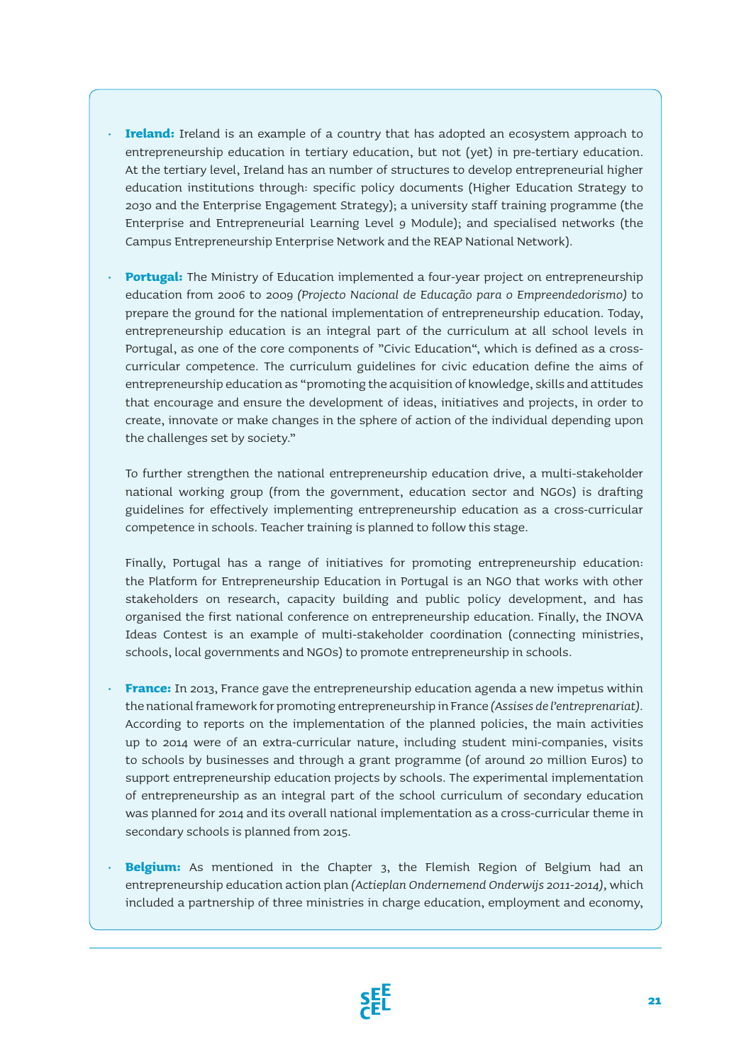- **Ireland:** Ireland is an example of a country that has adopted an ecosystem approach to entrepreneurship education in tertiary education, but not (yet) in pre-tertiary education. At the tertiary level, Ireland has an number of structures to develop entrepreneurial higher education institutions through: specific policy documents (Higher Education Strategy to 2030 and the Enterprise Engagement Strategy); a university staff training programme (the Enterprise and Entrepreneurial Learning Level 9 Module); and specialised networks (the Campus Entrepreneurship Enterprise Network and the REAP National Network).

- **Portugal:** The Ministry of Education implemented a four-year project on entrepreneurship education from 2006 to 2009 *(Projecto Nacional de Educação para o Empreendedorismo)* to prepare the ground for the national implementation of entrepreneurship education. Today, entrepreneurship education is an integral part of the curriculum at all school levels in Portugal, as one of the core components of "Civic Education", which is defined as a cross-curricular competence. The curriculum guidelines for civic education define the aims of entrepreneurship education as "promoting the acquisition of knowledge, skills and attitudes that encourage and ensure the development of ideas, initiatives and projects, in order to create, innovate or make changes in the sphere of action of the individual depending upon the challenges set by society."

  To further strengthen the national entrepreneurship education drive, a multi-stakeholder national working group (from the government, education sector and NGOs) is drafting guidelines for effectively implementing entrepreneurship education as a cross-curricular competence in schools. Teacher training is planned to follow this stage.

  Finally, Portugal has a range of initiatives for promoting entrepreneurship education: the Platform for Entrepreneurship Education in Portugal is an NGO that works with other stakeholders on research, capacity building and public policy development, and has organised the first national conference on entrepreneurship education. Finally, the INOVA Ideas Contest is an example of multi-stakeholder coordination (connecting ministries, schools, local governments and NGOs) to promote entrepreneurship in schools.

- **France:** In 2013, France gave the entrepreneurship education agenda a new impetus within the national framework for promoting entrepreneurship in France *(Assises de l'entreprenariat)*. According to reports on the implementation of the planned policies, the main activities up to 2014 were of an extra-curricular nature, including student mini-companies, visits to schools by businesses and through a grant programme (of around 20 million Euros) to support entrepreneurship education projects by schools. The experimental implementation of entrepreneurship as an integral part of the school curriculum of secondary education was planned for 2014 and its overall national implementation as a cross-curricular theme in secondary schools is planned from 2015.

- **Belgium:** As mentioned in the Chapter 3, the Flemish Region of Belgium had an entrepreneurship education action plan *(Actieplan Ondernemend Onderwijs 2011-2014)*, which included a partnership of three ministries in charge education, employment and economy,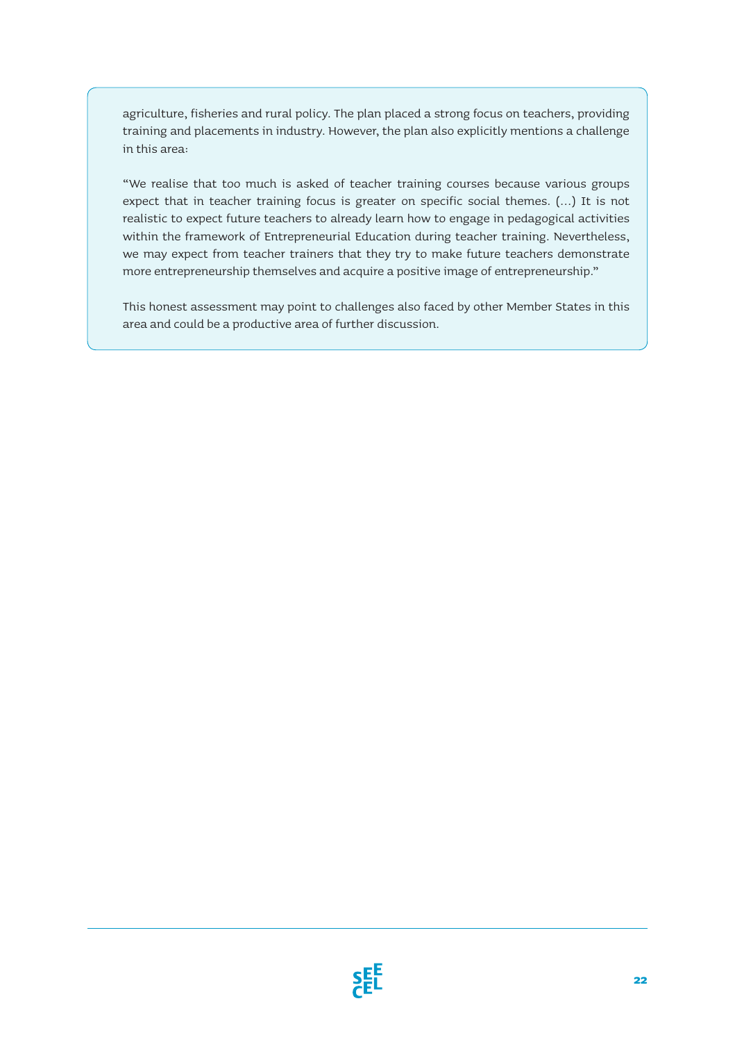agriculture, fisheries and rural policy. The plan placed a strong focus on teachers, providing training and placements in industry. However, the plan also explicitly mentions a challenge in this area:

"We realise that too much is asked of teacher training courses because various groups expect that in teacher training focus is greater on specific social themes. (...) It is not realistic to expect future teachers to already learn how to engage in pedagogical activities within the framework of Entrepreneurial Education during teacher training. Nevertheless, we may expect from teacher trainers that they try to make future teachers demonstrate more entrepreneurship themselves and acquire a positive image of entrepreneurship."

This honest assessment may point to challenges also faced by other Member States in this area and could be a productive area of further discussion.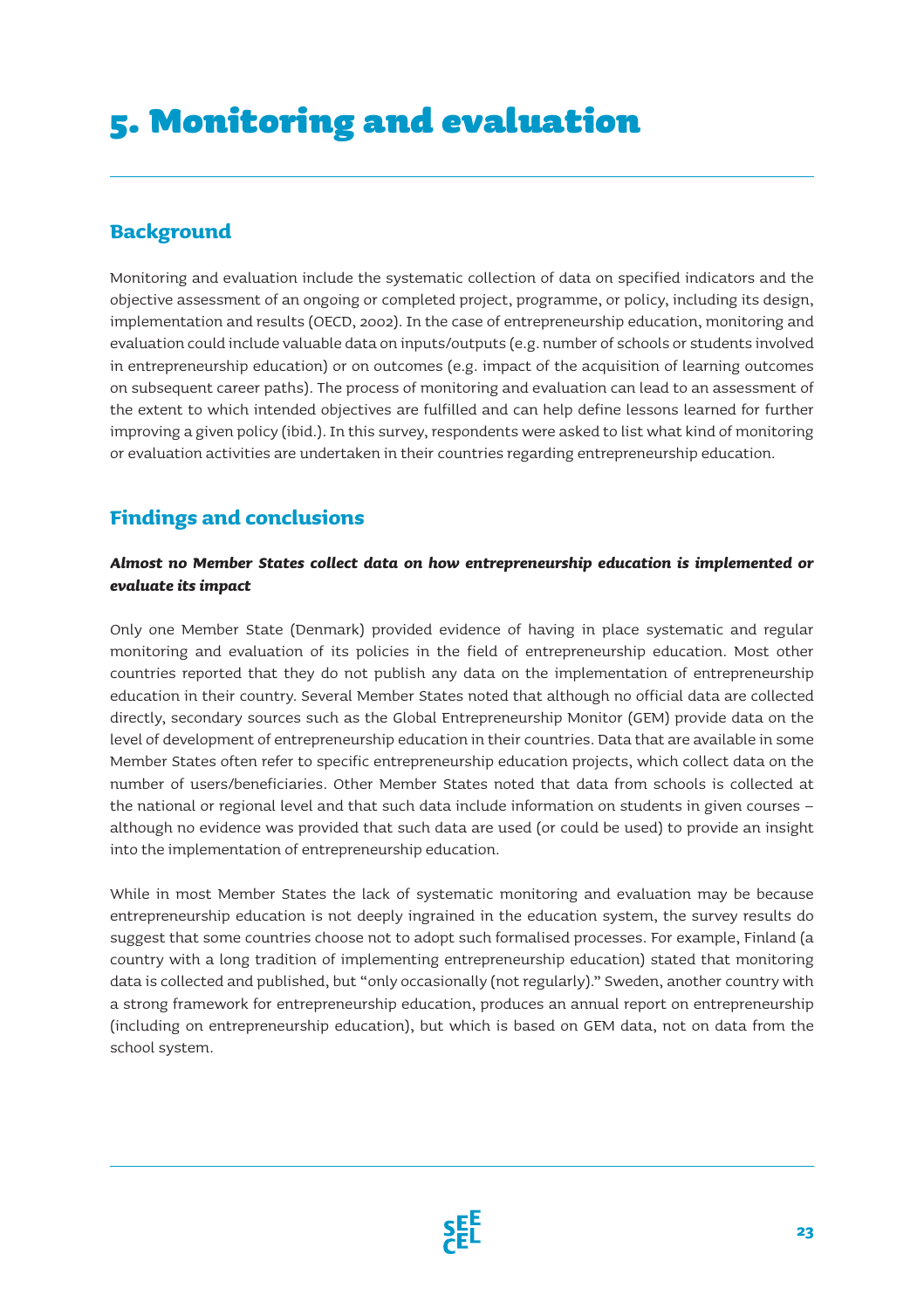# 5. Monitoring and evaluation

## Background

Monitoring and evaluation include the systematic collection of data on specified indicators and the objective assessment of an ongoing or completed project, programme, or policy, including its design, implementation and results (OECD, 2002). In the case of entrepreneurship education, monitoring and evaluation could include valuable data on inputs/outputs (e.g. number of schools or students involved in entrepreneurship education) or on outcomes (e.g. impact of the acquisition of learning outcomes on subsequent career paths). The process of monitoring and evaluation can lead to an assessment of the extent to which intended objectives are fulfilled and can help define lessons learned for further improving a given policy (ibid.). In this survey, respondents were asked to list what kind of monitoring or evaluation activities are undertaken in their countries regarding entrepreneurship education.

## Findings and conclusions

***Almost no Member States collect data on how entrepreneurship education is implemented or evaluate its impact***

Only one Member State (Denmark) provided evidence of having in place systematic and regular monitoring and evaluation of its policies in the field of entrepreneurship education. Most other countries reported that they do not publish any data on the implementation of entrepreneurship education in their country. Several Member States noted that although no official data are collected directly, secondary sources such as the Global Entrepreneurship Monitor (GEM) provide data on the level of development of entrepreneurship education in their countries. Data that are available in some Member States often refer to specific entrepreneurship education projects, which collect data on the number of users/beneficiaries. Other Member States noted that data from schools is collected at the national or regional level and that such data include information on students in given courses – although no evidence was provided that such data are used (or could be used) to provide an insight into the implementation of entrepreneurship education.

While in most Member States the lack of systematic monitoring and evaluation may be because entrepreneurship education is not deeply ingrained in the education system, the survey results do suggest that some countries choose not to adopt such formalised processes. For example, Finland (a country with a long tradition of implementing entrepreneurship education) stated that monitoring data is collected and published, but "only occasionally (not regularly)." Sweden, another country with a strong framework for entrepreneurship education, produces an annual report on entrepreneurship (including on entrepreneurship education), but which is based on GEM data, not on data from the school system.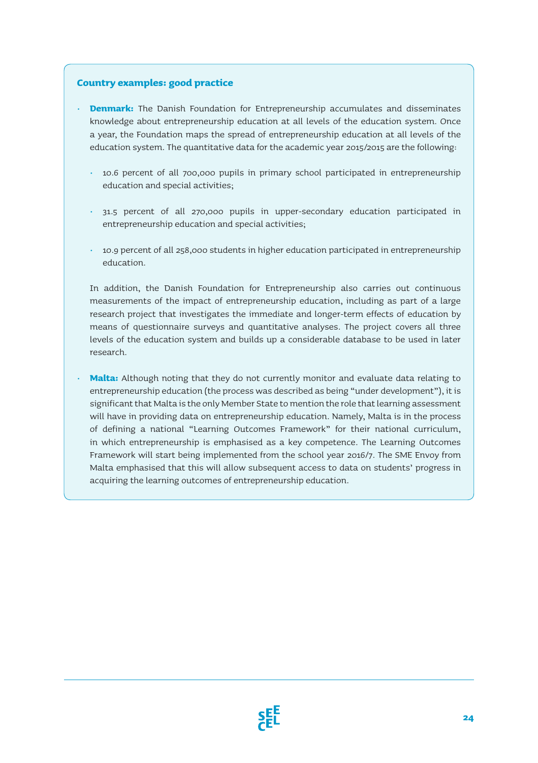### Country examples: good practice

- **Denmark:** The Danish Foundation for Entrepreneurship accumulates and disseminates knowledge about entrepreneurship education at all levels of the education system. Once a year, the Foundation maps the spread of entrepreneurship education at all levels of the education system. The quantitative data for the academic year 2015/2015 are the following:

    - 10.6 percent of all 700,000 pupils in primary school participated in entrepreneurship education and special activities;
    - 31.5 percent of all 270,000 pupils in upper-secondary education participated in entrepreneurship education and special activities;
    - 10.9 percent of all 258,000 students in higher education participated in entrepreneurship education.

  In addition, the Danish Foundation for Entrepreneurship also carries out continuous measurements of the impact of entrepreneurship education, including as part of a large research project that investigates the immediate and longer-term effects of education by means of questionnaire surveys and quantitative analyses. The project covers all three levels of the education system and builds up a considerable database to be used in later research.

- **Malta:** Although noting that they do not currently monitor and evaluate data relating to entrepreneurship education (the process was described as being "under development"), it is significant that Malta is the only Member State to mention the role that learning assessment will have in providing data on entrepreneurship education. Namely, Malta is in the process of defining a national "Learning Outcomes Framework" for their national curriculum, in which entrepreneurship is emphasised as a key competence. The Learning Outcomes Framework will start being implemented from the school year 2016/7. The SME Envoy from Malta emphasised that this will allow subsequent access to data on students' progress in acquiring the learning outcomes of entrepreneurship education.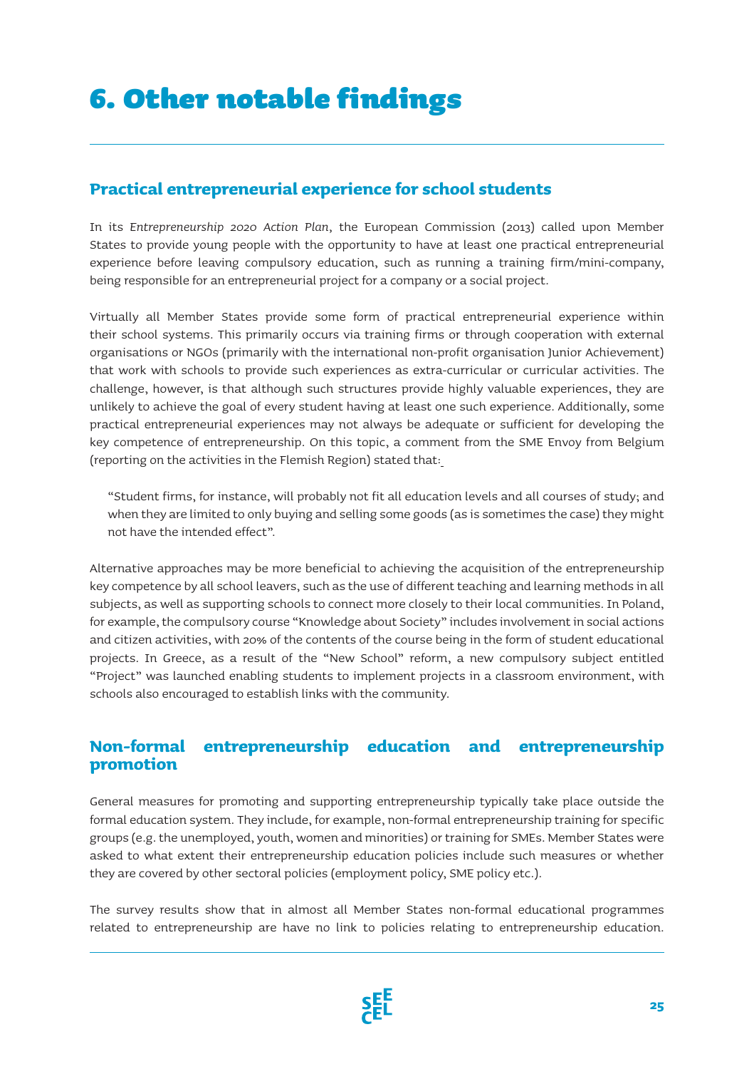# 6. Other notable findings

## Practical entrepreneurial experience for school students

In its *Entrepreneurship 2020 Action Plan*, the European Commission (2013) called upon Member States to provide young people with the opportunity to have at least one practical entrepreneurial experience before leaving compulsory education, such as running a training firm/mini-company, being responsible for an entrepreneurial project for a company or a social project.

Virtually all Member States provide some form of practical entrepreneurial experience within their school systems. This primarily occurs via training firms or through cooperation with external organisations or NGOs (primarily with the international non-profit organisation Junior Achievement) that work with schools to provide such experiences as extra-curricular or curricular activities. The challenge, however, is that although such structures provide highly valuable experiences, they are unlikely to achieve the goal of every student having at least one such experience. Additionally, some practical entrepreneurial experiences may not always be adequate or sufficient for developing the key competence of entrepreneurship. On this topic, a comment from the SME Envoy from Belgium (reporting on the activities in the Flemish Region) stated that:

> "Student firms, for instance, will probably not fit all education levels and all courses of study; and when they are limited to only buying and selling some goods (as is sometimes the case) they might not have the intended effect".

Alternative approaches may be more beneficial to achieving the acquisition of the entrepreneurship key competence by all school leavers, such as the use of different teaching and learning methods in all subjects, as well as supporting schools to connect more closely to their local communities. In Poland, for example, the compulsory course "Knowledge about Society" includes involvement in social actions and citizen activities, with 20% of the contents of the course being in the form of student educational projects. In Greece, as a result of the "New School" reform, a new compulsory subject entitled "Project" was launched enabling students to implement projects in a classroom environment, with schools also encouraged to establish links with the community.

## Non-formal entrepreneurship education and entrepreneurship promotion

General measures for promoting and supporting entrepreneurship typically take place outside the formal education system. They include, for example, non-formal entrepreneurship training for specific groups (e.g. the unemployed, youth, women and minorities) or training for SMEs. Member States were asked to what extent their entrepreneurship education policies include such measures or whether they are covered by other sectoral policies (employment policy, SME policy etc.).

The survey results show that in almost all Member States non-formal educational programmes related to entrepreneurship are have no link to policies relating to entrepreneurship education.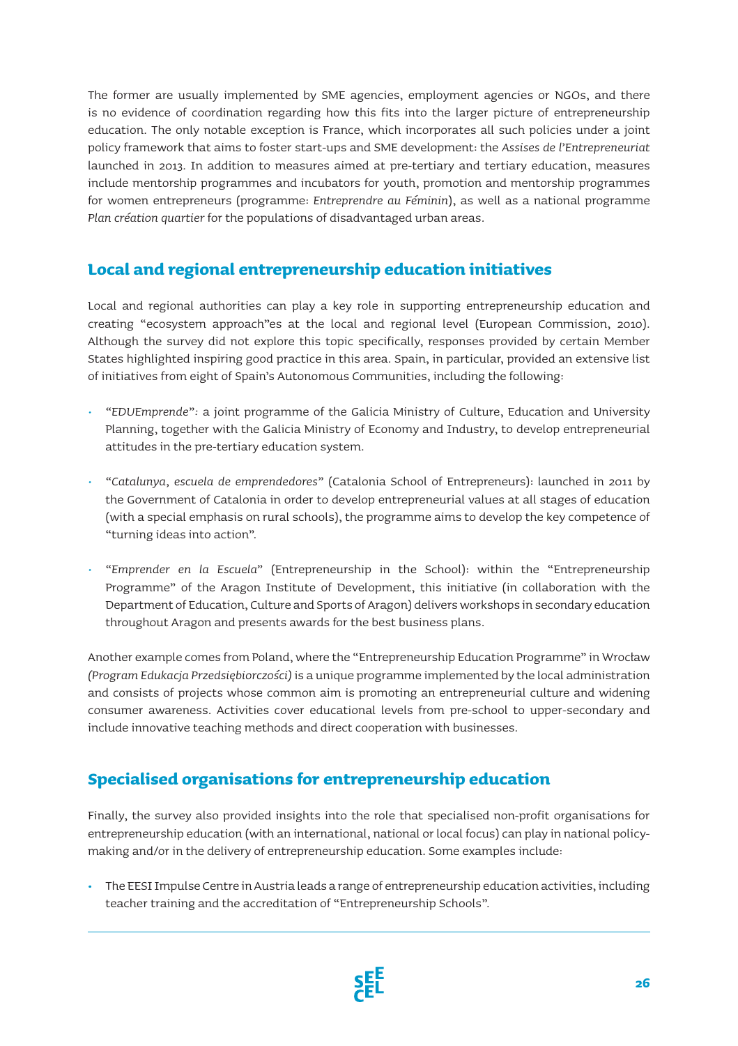The former are usually implemented by SME agencies, employment agencies or NGOs, and there is no evidence of coordination regarding how this fits into the larger picture of entrepreneurship education. The only notable exception is France, which incorporates all such policies under a joint policy framework that aims to foster start-ups and SME development: the *Assises de l'Entrepreneuriat* launched in 2013. In addition to measures aimed at pre-tertiary and tertiary education, measures include mentorship programmes and incubators for youth, promotion and mentorship programmes for women entrepreneurs (programme: *Entreprendre au Féminin*), as well as a national programme *Plan création quartier* for the populations of disadvantaged urban areas.

## Local and regional entrepreneurship education initiatives

Local and regional authorities can play a key role in supporting entrepreneurship education and creating "ecosystem approach"es at the local and regional level (European Commission, 2010). Although the survey did not explore this topic specifically, responses provided by certain Member States highlighted inspiring good practice in this area. Spain, in particular, provided an extensive list of initiatives from eight of Spain's Autonomous Communities, including the following:

- "*EDUEmprende*": a joint programme of the Galicia Ministry of Culture, Education and University Planning, together with the Galicia Ministry of Economy and Industry, to develop entrepreneurial attitudes in the pre-tertiary education system.
- "*Catalunya, escuela de emprendedores*" (Catalonia School of Entrepreneurs): launched in 2011 by the Government of Catalonia in order to develop entrepreneurial values at all stages of education (with a special emphasis on rural schools), the programme aims to develop the key competence of "turning ideas into action".
- "*Emprender en la Escuela*" (Entrepreneurship in the School): within the "Entrepreneurship Programme" of the Aragon Institute of Development, this initiative (in collaboration with the Department of Education, Culture and Sports of Aragon) delivers workshops in secondary education throughout Aragon and presents awards for the best business plans.

Another example comes from Poland, where the "Entrepreneurship Education Programme" in Wrocław *(Program Edukacja Przedsiębiorczości)* is a unique programme implemented by the local administration and consists of projects whose common aim is promoting an entrepreneurial culture and widening consumer awareness. Activities cover educational levels from pre-school to upper-secondary and include innovative teaching methods and direct cooperation with businesses.

## Specialised organisations for entrepreneurship education

Finally, the survey also provided insights into the role that specialised non-profit organisations for entrepreneurship education (with an international, national or local focus) can play in national policy-making and/or in the delivery of entrepreneurship education. Some examples include:

- The EESI Impulse Centre in Austria leads a range of entrepreneurship education activities, including teacher training and the accreditation of "Entrepreneurship Schools".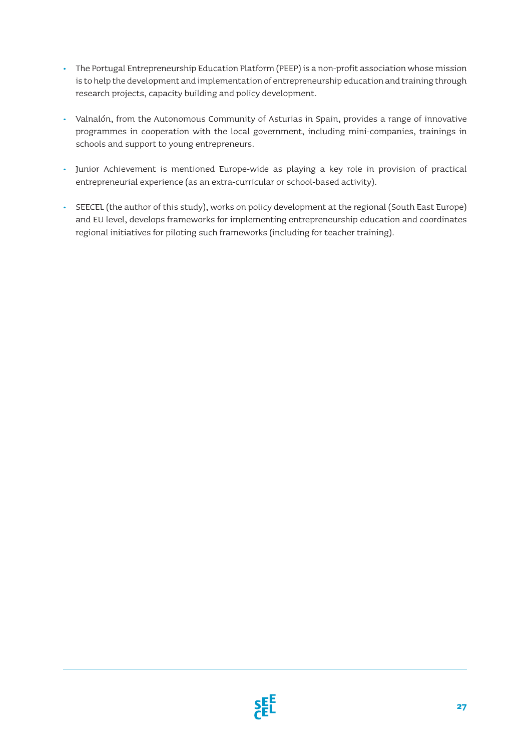- The Portugal Entrepreneurship Education Platform (PEEP) is a non-profit association whose mission is to help the development and implementation of entrepreneurship education and training through research projects, capacity building and policy development.

- Valnalón, from the Autonomous Community of Asturias in Spain, provides a range of innovative programmes in cooperation with the local government, including mini-companies, trainings in schools and support to young entrepreneurs.

- Junior Achievement is mentioned Europe-wide as playing a key role in provision of practical entrepreneurial experience (as an extra-curricular or school-based activity).

- SEECEL (the author of this study), works on policy development at the regional (South East Europe) and EU level, develops frameworks for implementing entrepreneurship education and coordinates regional initiatives for piloting such frameworks (including for teacher training).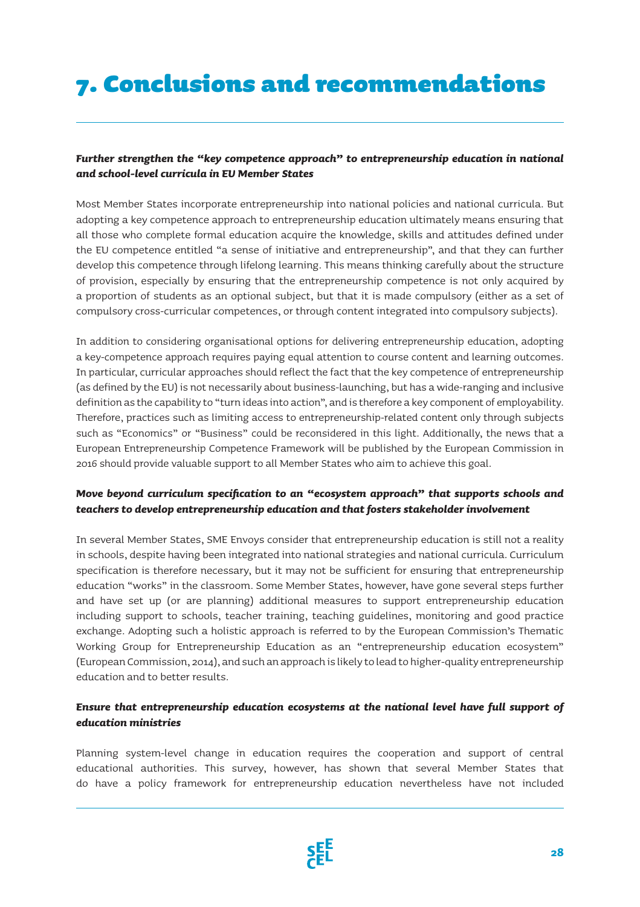# 7. Conclusions and recommendations

***Further strengthen the "key competence approach" to entrepreneurship education in national and school-level curricula in EU Member States***

Most Member States incorporate entrepreneurship into national policies and national curricula. But adopting a key competence approach to entrepreneurship education ultimately means ensuring that all those who complete formal education acquire the knowledge, skills and attitudes defined under the EU competence entitled "a sense of initiative and entrepreneurship", and that they can further develop this competence through lifelong learning. This means thinking carefully about the structure of provision, especially by ensuring that the entrepreneurship competence is not only acquired by a proportion of students as an optional subject, but that it is made compulsory (either as a set of compulsory cross-curricular competences, or through content integrated into compulsory subjects).

In addition to considering organisational options for delivering entrepreneurship education, adopting a key-competence approach requires paying equal attention to course content and learning outcomes. In particular, curricular approaches should reflect the fact that the key competence of entrepreneurship (as defined by the EU) is not necessarily about business-launching, but has a wide-ranging and inclusive definition as the capability to "turn ideas into action", and is therefore a key component of employability. Therefore, practices such as limiting access to entrepreneurship-related content only through subjects such as "Economics" or "Business" could be reconsidered in this light. Additionally, the news that a European Entrepreneurship Competence Framework will be published by the European Commission in 2016 should provide valuable support to all Member States who aim to achieve this goal.

***Move beyond curriculum specification to an "ecosystem approach" that supports schools and teachers to develop entrepreneurship education and that fosters stakeholder involvement***

In several Member States, SME Envoys consider that entrepreneurship education is still not a reality in schools, despite having been integrated into national strategies and national curricula. Curriculum specification is therefore necessary, but it may not be sufficient for ensuring that entrepreneurship education "works" in the classroom. Some Member States, however, have gone several steps further and have set up (or are planning) additional measures to support entrepreneurship education including support to schools, teacher training, teaching guidelines, monitoring and good practice exchange. Adopting such a holistic approach is referred to by the European Commission's Thematic Working Group for Entrepreneurship Education as an "entrepreneurship education ecosystem" (European Commission, 2014), and such an approach is likely to lead to higher-quality entrepreneurship education and to better results.

***Ensure that entrepreneurship education ecosystems at the national level have full support of education ministries***

Planning system-level change in education requires the cooperation and support of central educational authorities. This survey, however, has shown that several Member States that do have a policy framework for entrepreneurship education nevertheless have not included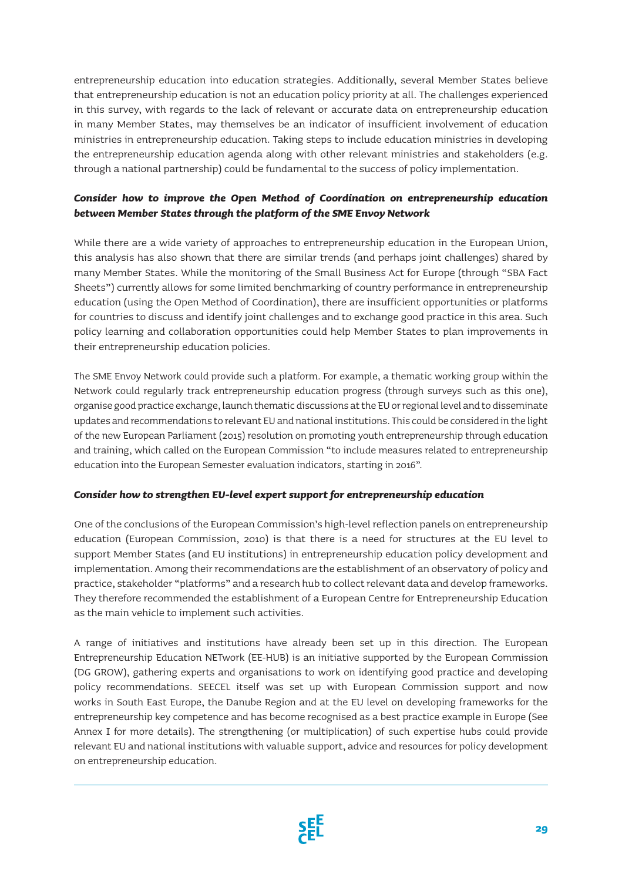entrepreneurship education into education strategies. Additionally, several Member States believe that entrepreneurship education is not an education policy priority at all. The challenges experienced in this survey, with regards to the lack of relevant or accurate data on entrepreneurship education in many Member States, may themselves be an indicator of insufficient involvement of education ministries in entrepreneurship education. Taking steps to include education ministries in developing the entrepreneurship education agenda along with other relevant ministries and stakeholders (e.g. through a national partnership) could be fundamental to the success of policy implementation.

***Consider how to improve the Open Method of Coordination on entrepreneurship education between Member States through the platform of the SME Envoy Network***

While there are a wide variety of approaches to entrepreneurship education in the European Union, this analysis has also shown that there are similar trends (and perhaps joint challenges) shared by many Member States. While the monitoring of the Small Business Act for Europe (through "SBA Fact Sheets") currently allows for some limited benchmarking of country performance in entrepreneurship education (using the Open Method of Coordination), there are insufficient opportunities or platforms for countries to discuss and identify joint challenges and to exchange good practice in this area. Such policy learning and collaboration opportunities could help Member States to plan improvements in their entrepreneurship education policies.

The SME Envoy Network could provide such a platform. For example, a thematic working group within the Network could regularly track entrepreneurship education progress (through surveys such as this one), organise good practice exchange, launch thematic discussions at the EU or regional level and to disseminate updates and recommendations to relevant EU and national institutions. This could be considered in the light of the new European Parliament (2015) resolution on promoting youth entrepreneurship through education and training, which called on the European Commission "to include measures related to entrepreneurship education into the European Semester evaluation indicators, starting in 2016".

***Consider how to strengthen EU-level expert support for entrepreneurship education***

One of the conclusions of the European Commission's high-level reflection panels on entrepreneurship education (European Commission, 2010) is that there is a need for structures at the EU level to support Member States (and EU institutions) in entrepreneurship education policy development and implementation. Among their recommendations are the establishment of an observatory of policy and practice, stakeholder "platforms" and a research hub to collect relevant data and develop frameworks. They therefore recommended the establishment of a European Centre for Entrepreneurship Education as the main vehicle to implement such activities.

A range of initiatives and institutions have already been set up in this direction. The European Entrepreneurship Education NETwork (EE-HUB) is an initiative supported by the European Commission (DG GROW), gathering experts and organisations to work on identifying good practice and developing policy recommendations. SEECEL itself was set up with European Commission support and now works in South East Europe, the Danube Region and at the EU level on developing frameworks for the entrepreneurship key competence and has become recognised as a best practice example in Europe (See Annex I for more details). The strengthening (or multiplication) of such expertise hubs could provide relevant EU and national institutions with valuable support, advice and resources for policy development on entrepreneurship education.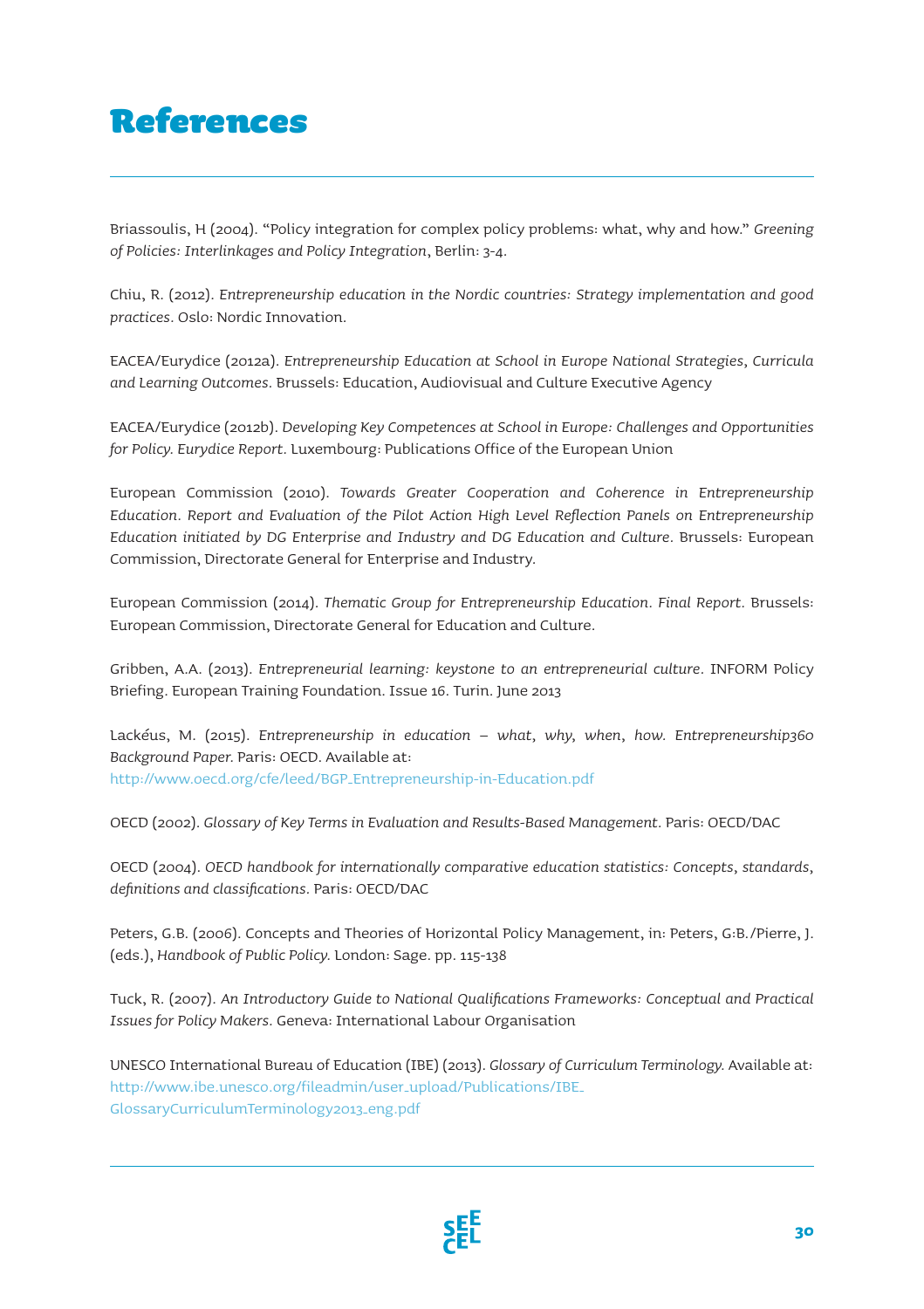# References

Briassoulis, H (2004). “Policy integration for complex policy problems: what, why and how.” *Greening of Policies: Interlinkages and Policy Integration*, Berlin: 3-4.

Chiu, R. (2012). *Entrepreneurship education in the Nordic countries: Strategy implementation and good practices*. Oslo: Nordic Innovation.

EACEA/Eurydice (2012a). *Entrepreneurship Education at School in Europe National Strategies, Curricula and Learning Outcomes*. Brussels: Education, Audiovisual and Culture Executive Agency

EACEA/Eurydice (2012b). *Developing Key Competences at School in Europe: Challenges and Opportunities for Policy. Eurydice Report*. Luxembourg: Publications Office of the European Union

European Commission (2010). *Towards Greater Cooperation and Coherence in Entrepreneurship Education. Report and Evaluation of the Pilot Action High Level Reflection Panels on Entrepreneurship Education initiated by DG Enterprise and Industry and DG Education and Culture*. Brussels: European Commission, Directorate General for Enterprise and Industry.

European Commission (2014). *Thematic Group for Entrepreneurship Education. Final Report*. Brussels: European Commission, Directorate General for Education and Culture.

Gribben, A.A. (2013). *Entrepreneurial learning: keystone to an entrepreneurial culture*. INFORM Policy Briefing. European Training Foundation. Issue 16. Turin. June 2013

Lackéus, M. (2015). *Entrepreneurship in education – what, why, when, how. Entrepreneurship360 Background Paper.* Paris: OECD. Available at:
http://www.oecd.org/cfe/leed/BGP_Entrepreneurship-in-Education.pdf

OECD (2002). *Glossary of Key Terms in Evaluation and Results-Based Management*. Paris: OECD/DAC

OECD (2004). *OECD handbook for internationally comparative education statistics: Concepts, standards, definitions and classifications*. Paris: OECD/DAC

Peters, G.B. (2006). Concepts and Theories of Horizontal Policy Management, in: Peters, G:B./Pierre, J. (eds.), *Handbook of Public Policy.* London: Sage. pp. 115-138

Tuck, R. (2007). *An Introductory Guide to National Qualifications Frameworks: Conceptual and Practical Issues for Policy Makers*. Geneva: International Labour Organisation

UNESCO International Bureau of Education (IBE) (2013). *Glossary of Curriculum Terminology.* Available at:
http://www.ibe.unesco.org/fileadmin/user_upload/Publications/IBE_GlossaryCurriculumTerminology2013_eng.pdf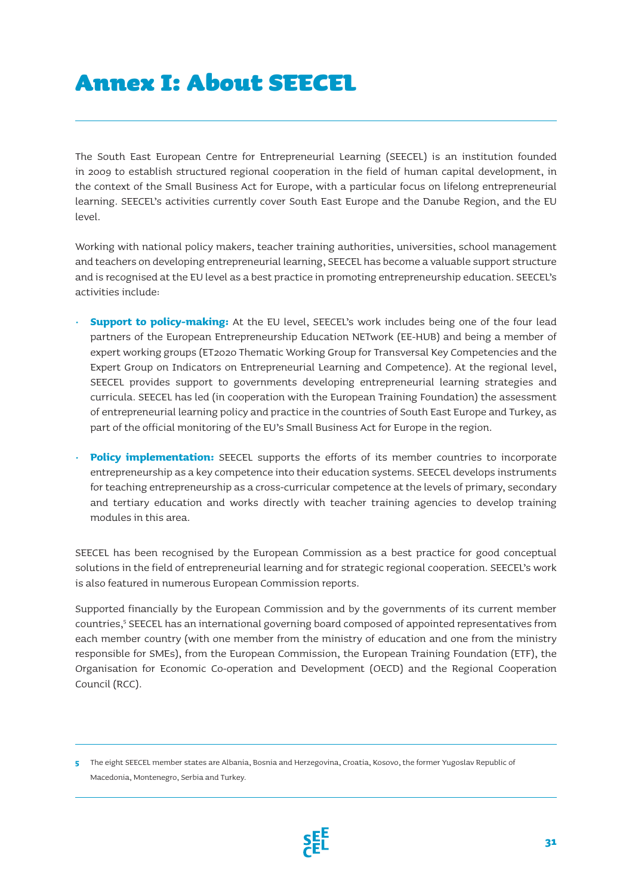# Annex I: About SEECEL

The South East European Centre for Entrepreneurial Learning (SEECEL) is an institution founded in 2009 to establish structured regional cooperation in the field of human capital development, in the context of the Small Business Act for Europe, with a particular focus on lifelong entrepreneurial learning. SEECEL's activities currently cover South East Europe and the Danube Region, and the EU level.

Working with national policy makers, teacher training authorities, universities, school management and teachers on developing entrepreneurial learning, SEECEL has become a valuable support structure and is recognised at the EU level as a best practice in promoting entrepreneurship education. SEECEL's activities include:

- **Support to policy-making:** At the EU level, SEECEL's work includes being one of the four lead partners of the European Entrepreneurship Education NETwork (EE-HUB) and being a member of expert working groups (ET2020 Thematic Working Group for Transversal Key Competencies and the Expert Group on Indicators on Entrepreneurial Learning and Competence). At the regional level, SEECEL provides support to governments developing entrepreneurial learning strategies and curricula. SEECEL has led (in cooperation with the European Training Foundation) the assessment of entrepreneurial learning policy and practice in the countries of South East Europe and Turkey, as part of the official monitoring of the EU's Small Business Act for Europe in the region.
- **Policy implementation:** SEECEL supports the efforts of its member countries to incorporate entrepreneurship as a key competence into their education systems. SEECEL develops instruments for teaching entrepreneurship as a cross-curricular competence at the levels of primary, secondary and tertiary education and works directly with teacher training agencies to develop training modules in this area.

SEECEL has been recognised by the European Commission as a best practice for good conceptual solutions in the field of entrepreneurial learning and for strategic regional cooperation. SEECEL's work is also featured in numerous European Commission reports.

Supported financially by the European Commission and by the governments of its current member countries,[5] SEECEL has an international governing board composed of appointed representatives from each member country (with one member from the ministry of education and one from the ministry responsible for SMEs), from the European Commission, the European Training Foundation (ETF), the Organisation for Economic Co-operation and Development (OECD) and the Regional Cooperation Council (RCC).

---

5 The eight SEECEL member states are Albania, Bosnia and Herzegovina, Croatia, Kosovo, the former Yugoslav Republic of Macedonia, Montenegro, Serbia and Turkey.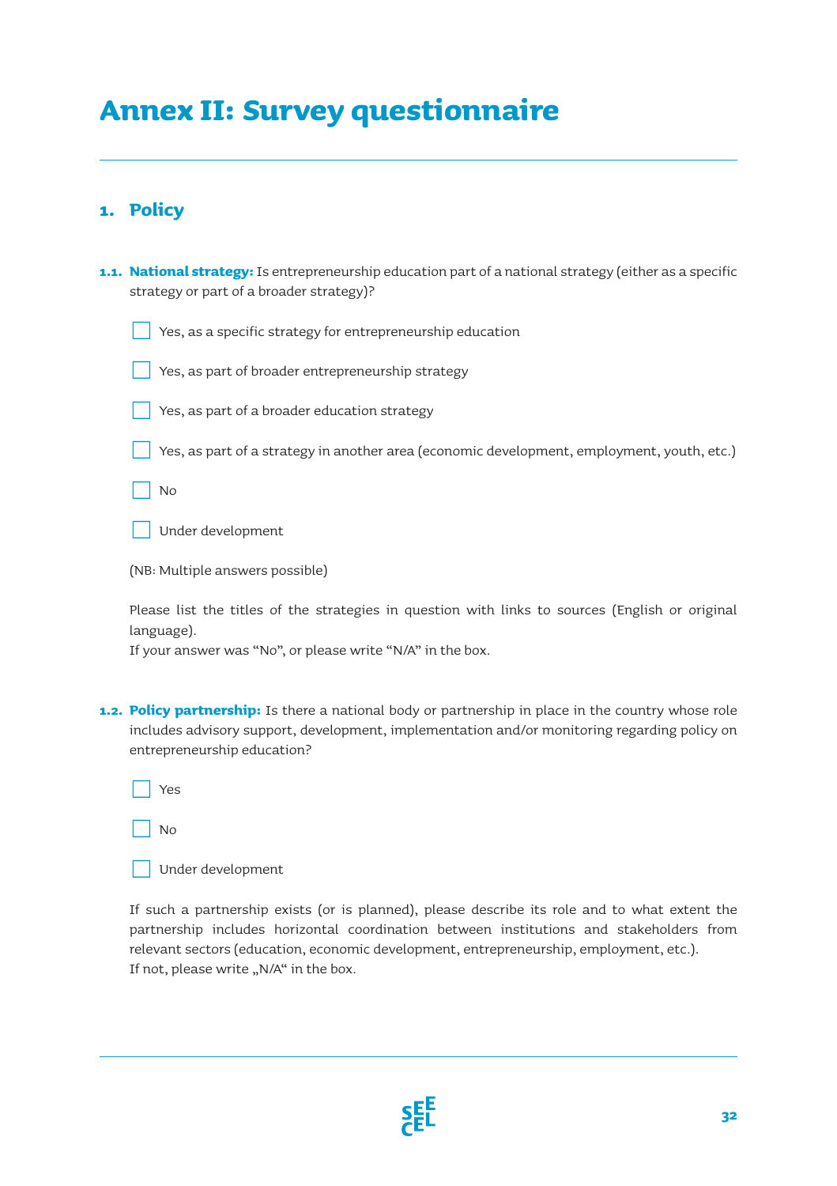# Annex II: Survey questionnaire

## 1. Policy

**1.1. National strategy:** Is entrepreneurship education part of a national strategy (either as a specific strategy or part of a broader strategy)?

- ☐ Yes, as a specific strategy for entrepreneurship education
- ☐ Yes, as part of broader entrepreneurship strategy
- ☐ Yes, as part of a broader education strategy
- ☐ Yes, as part of a strategy in another area (economic development, employment, youth, etc.)
- ☐ No
- ☐ Under development

(NB: Multiple answers possible)

Please list the titles of the strategies in question with links to sources (English or original language).
If your answer was "No", or please write "N/A" in the box.

**1.2. Policy partnership:** Is there a national body or partnership in place in the country whose role includes advisory support, development, implementation and/or monitoring regarding policy on entrepreneurship education?

- ☐ Yes
- ☐ No
- ☐ Under development

If such a partnership exists (or is planned), please describe its role and to what extent the partnership includes horizontal coordination between institutions and stakeholders from relevant sectors (education, economic development, entrepreneurship, employment, etc.).
If not, please write „N/A" in the box.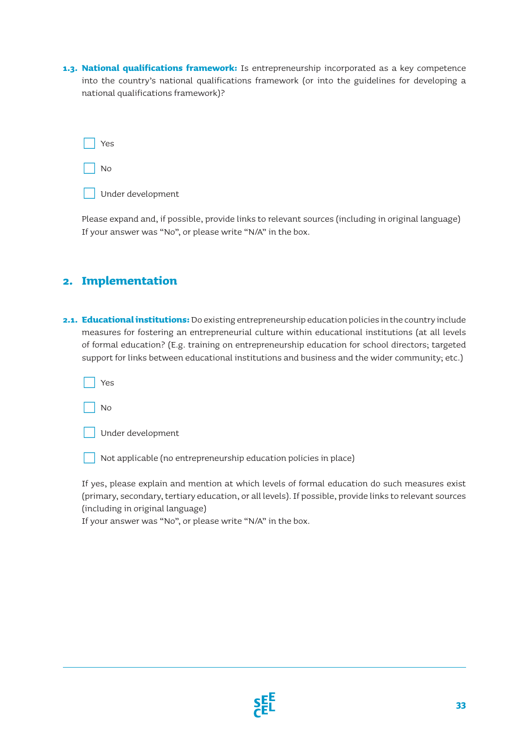**1.3. National qualifications framework:** Is entrepreneurship incorporated as a key competence into the country's national qualifications framework (or into the guidelines for developing a national qualifications framework)?

- ☐ Yes
- ☐ No
- ☐ Under development

Please expand and, if possible, provide links to relevant sources (including in original language)
If your answer was "No", or please write "N/A" in the box.

## 2. Implementation

**2.1. Educational institutions:** Do existing entrepreneurship education policies in the country include measures for fostering an entrepreneurial culture within educational institutions (at all levels of formal education? (E.g. training on entrepreneurship education for school directors; targeted support for links between educational institutions and business and the wider community; etc.)

- ☐ Yes
- ☐ No
- ☐ Under development
- ☐ Not applicable (no entrepreneurship education policies in place)

If yes, please explain and mention at which levels of formal education do such measures exist (primary, secondary, tertiary education, or all levels). If possible, provide links to relevant sources (including in original language)
If your answer was "No", or please write "N/A" in the box.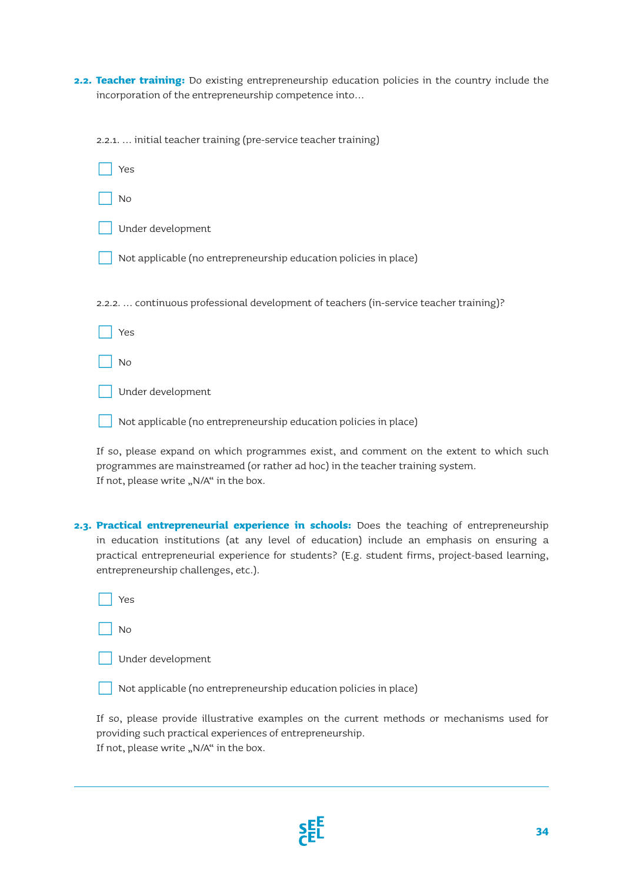**2.2. Teacher training:** Do existing entrepreneurship education policies in the country include the incorporation of the entrepreneurship competence into…

2.2.1. … initial teacher training (pre-service teacher training)

- [ ] Yes
- [ ] No
- [ ] Under development
- [ ] Not applicable (no entrepreneurship education policies in place)

2.2.2. … continuous professional development of teachers (in-service teacher training)?

- [ ] Yes
- [ ] No
- [ ] Under development
- [ ] Not applicable (no entrepreneurship education policies in place)

If so, please expand on which programmes exist, and comment on the extent to which such programmes are mainstreamed (or rather ad hoc) in the teacher training system.
If not, please write „N/A“ in the box.

**2.3. Practical entrepreneurial experience in schools:** Does the teaching of entrepreneurship in education institutions (at any level of education) include an emphasis on ensuring a practical entrepreneurial experience for students? (E.g. student firms, project-based learning, entrepreneurship challenges, etc.).

- [ ] Yes
- [ ] No
- [ ] Under development
- [ ] Not applicable (no entrepreneurship education policies in place)

If so, please provide illustrative examples on the current methods or mechanisms used for providing such practical experiences of entrepreneurship.
If not, please write „N/A“ in the box.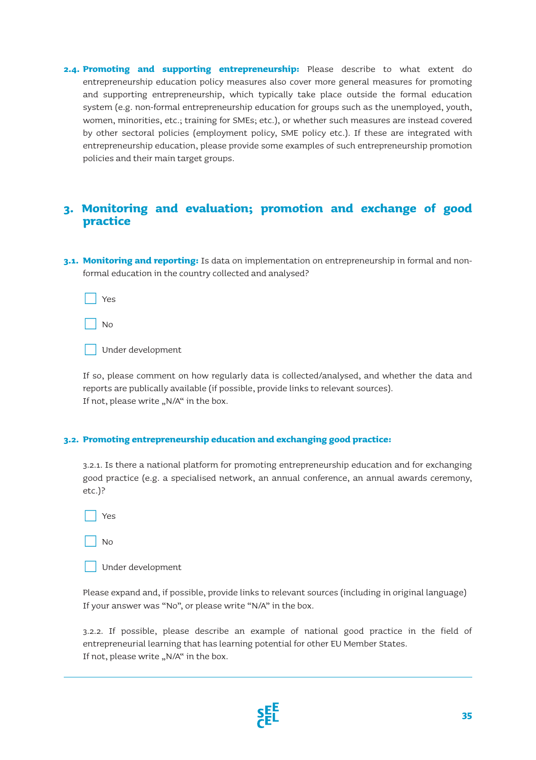**2.4. Promoting and supporting entrepreneurship:** Please describe to what extent do entrepreneurship education policy measures also cover more general measures for promoting and supporting entrepreneurship, which typically take place outside the formal education system (e.g. non-formal entrepreneurship education for groups such as the unemployed, youth, women, minorities, etc.; training for SMEs; etc.), or whether such measures are instead covered by other sectoral policies (employment policy, SME policy etc.). If these are integrated with entrepreneurship education, please provide some examples of such entrepreneurship promotion policies and their main target groups.

## 3. Monitoring and evaluation; promotion and exchange of good practice

**3.1. Monitoring and reporting:** Is data on implementation on entrepreneurship in formal and non-formal education in the country collected and analysed?

- [ ] Yes
- [ ] No
- [ ] Under development

If so, please comment on how regularly data is collected/analysed, and whether the data and reports are publically available (if possible, provide links to relevant sources).
If not, please write „N/A“ in the box.

**3.2. Promoting entrepreneurship education and exchanging good practice:**

3.2.1. Is there a national platform for promoting entrepreneurship education and for exchanging good practice (e.g. a specialised network, an annual conference, an annual awards ceremony, etc.)?

- [ ] Yes
- [ ] No
- [ ] Under development

Please expand and, if possible, provide links to relevant sources (including in original language)
If your answer was “No”, or please write “N/A” in the box.

3.2.2. If possible, please describe an example of national good practice in the field of entrepreneurial learning that has learning potential for other EU Member States.
If not, please write „N/A“ in the box.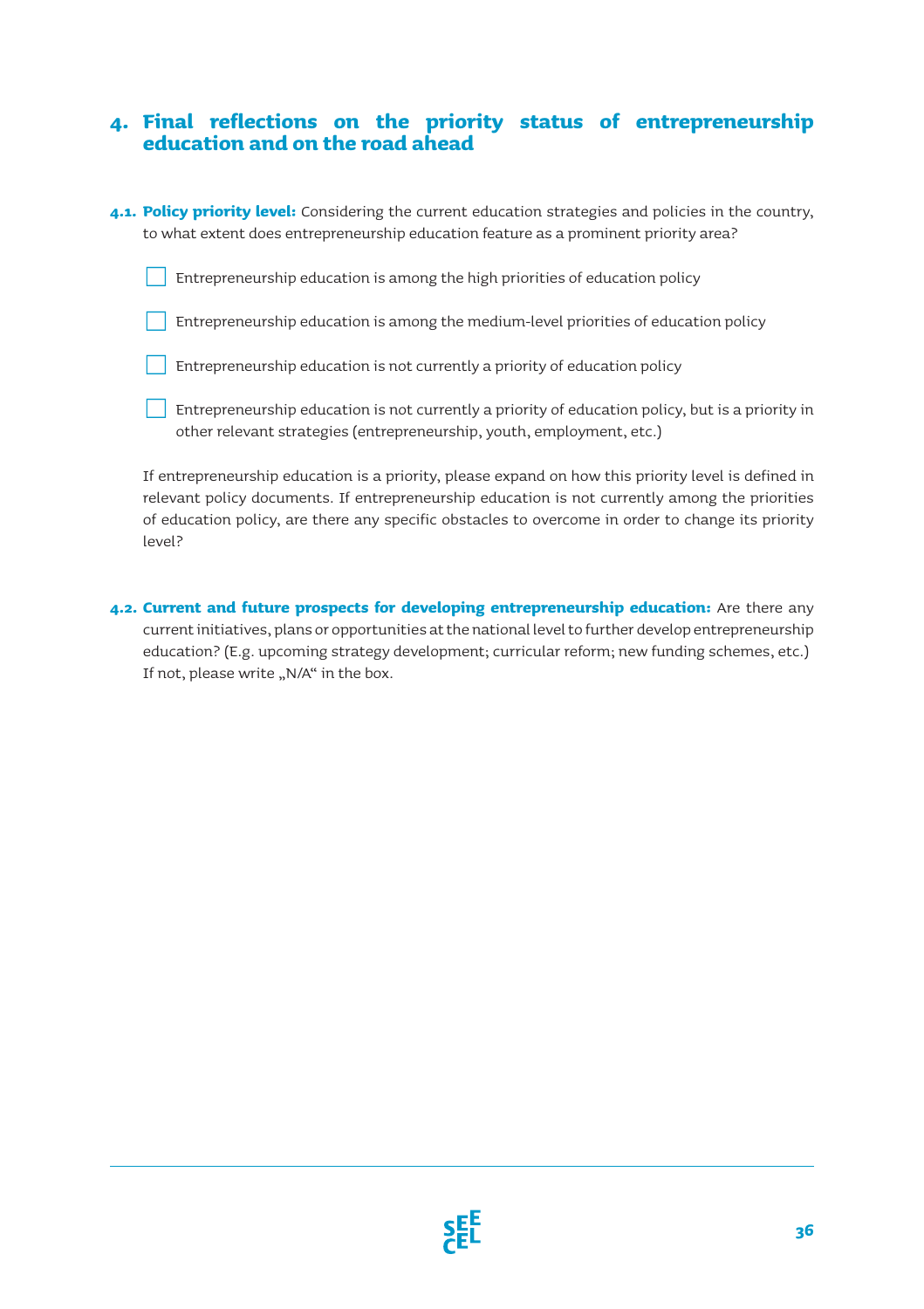## 4. Final reflections on the priority status of entrepreneurship education and on the road ahead

**4.1. Policy priority level:** Considering the current education strategies and policies in the country, to what extent does entrepreneurship education feature as a prominent priority area?

- ☐ Entrepreneurship education is among the high priorities of education policy
- ☐ Entrepreneurship education is among the medium-level priorities of education policy
- ☐ Entrepreneurship education is not currently a priority of education policy
- ☐ Entrepreneurship education is not currently a priority of education policy, but is a priority in other relevant strategies (entrepreneurship, youth, employment, etc.)

If entrepreneurship education is a priority, please expand on how this priority level is defined in relevant policy documents. If entrepreneurship education is not currently among the priorities of education policy, are there any specific obstacles to overcome in order to change its priority level?

**4.2. Current and future prospects for developing entrepreneurship education:** Are there any current initiatives, plans or opportunities at the national level to further develop entrepreneurship education? (E.g. upcoming strategy development; curricular reform; new funding schemes, etc.) If not, please write „N/A" in the box.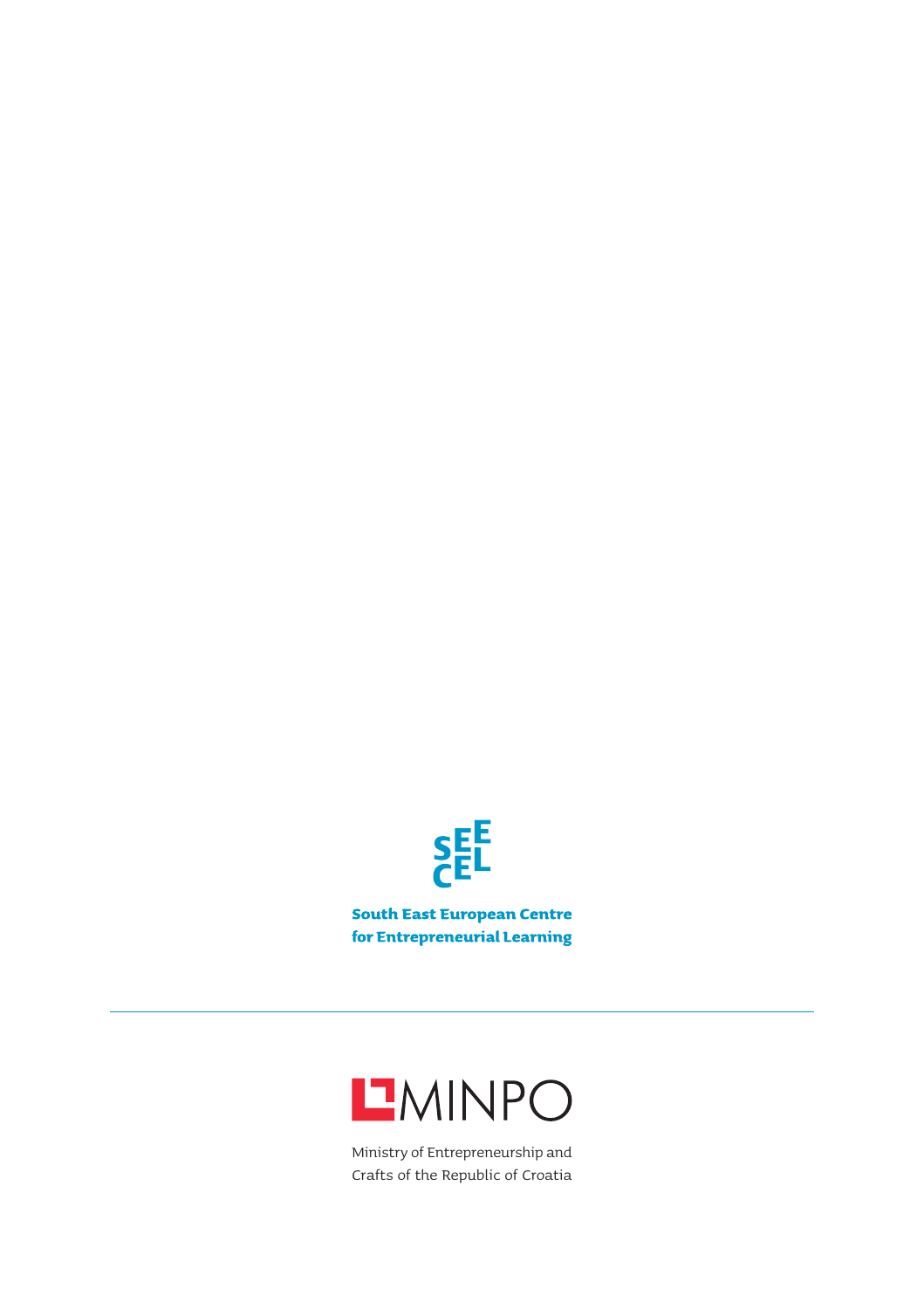SEECEL

South East European Centre for Entrepreneurial Learning

---

MINPO

Ministry of Entrepreneurship and Crafts of the Republic of Croatia